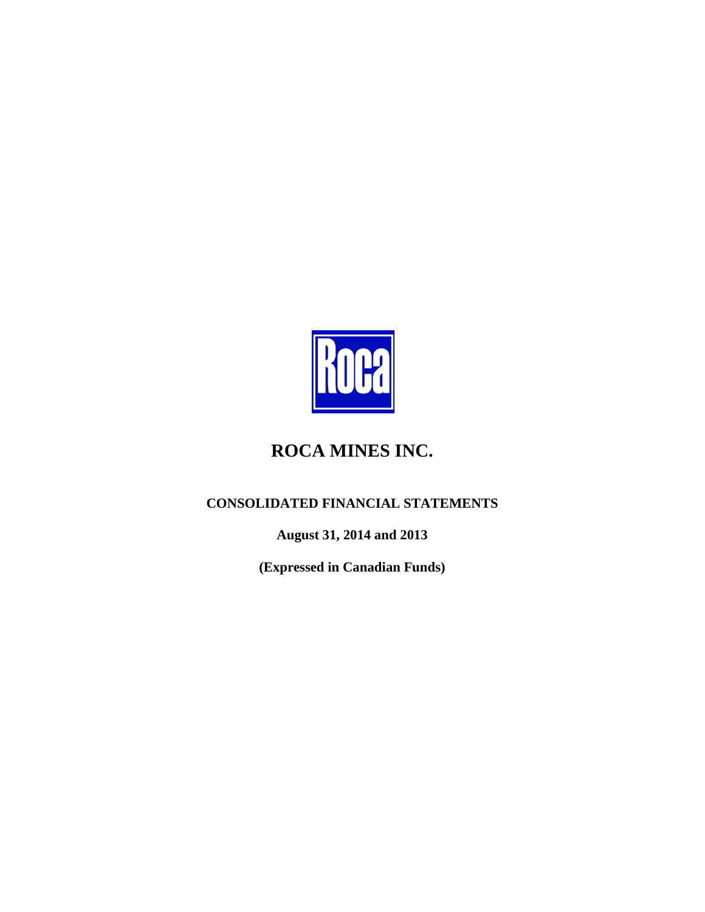# ROCA MINES INC.

## CONSOLIDATED FINANCIAL STATEMENTS

**August 31, 2014 and 2013**

**(Expressed in Canadian Funds)**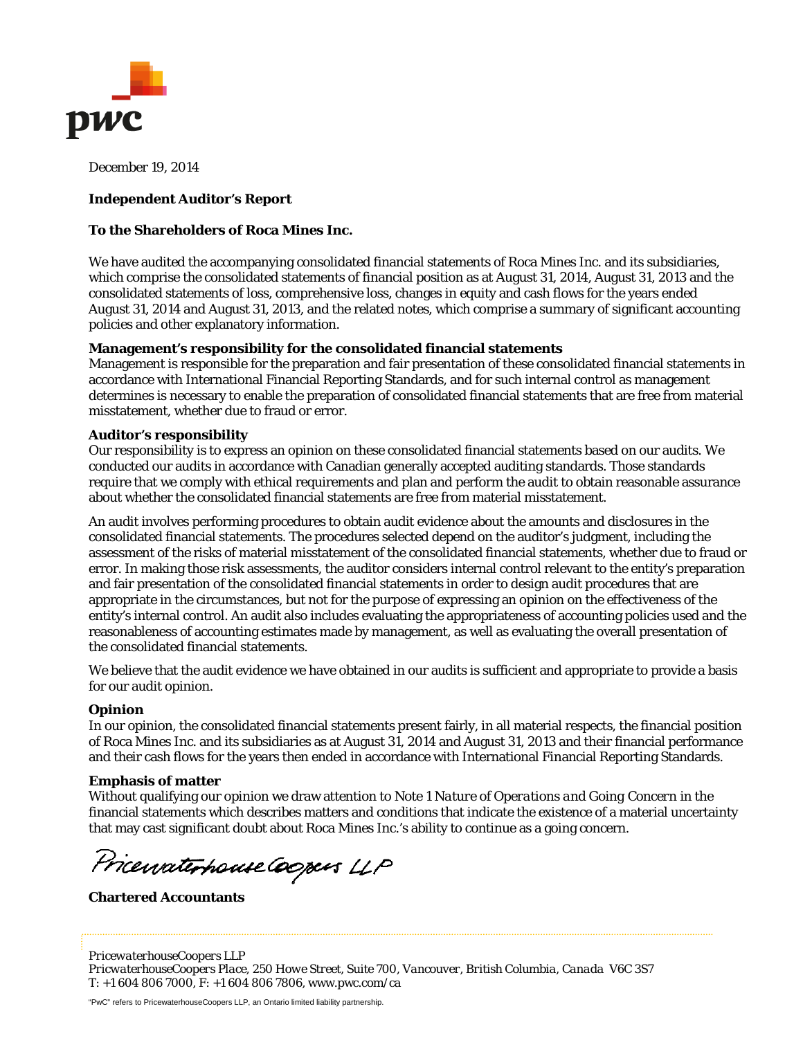December 19, 2014

**Independent Auditor's Report**

**To the Shareholders of Roca Mines Inc.**

We have audited the accompanying consolidated financial statements of Roca Mines Inc. and its subsidiaries, which comprise the consolidated statements of financial position as at August 31, 2014, August 31, 2013 and the consolidated statements of loss, comprehensive loss, changes in equity and cash flows for the years ended August 31, 2014 and August 31, 2013, and the related notes, which comprise a summary of significant accounting policies and other explanatory information.

**Management's responsibility for the consolidated financial statements**

Management is responsible for the preparation and fair presentation of these consolidated financial statements in accordance with International Financial Reporting Standards, and for such internal control as management determines is necessary to enable the preparation of consolidated financial statements that are free from material misstatement, whether due to fraud or error.

**Auditor's responsibility**

Our responsibility is to express an opinion on these consolidated financial statements based on our audits. We conducted our audits in accordance with Canadian generally accepted auditing standards. Those standards require that we comply with ethical requirements and plan and perform the audit to obtain reasonable assurance about whether the consolidated financial statements are free from material misstatement.

An audit involves performing procedures to obtain audit evidence about the amounts and disclosures in the consolidated financial statements. The procedures selected depend on the auditor's judgment, including the assessment of the risks of material misstatement of the consolidated financial statements, whether due to fraud or error. In making those risk assessments, the auditor considers internal control relevant to the entity's preparation and fair presentation of the consolidated financial statements in order to design audit procedures that are appropriate in the circumstances, but not for the purpose of expressing an opinion on the effectiveness of the entity's internal control. An audit also includes evaluating the appropriateness of accounting policies used and the reasonableness of accounting estimates made by management, as well as evaluating the overall presentation of the consolidated financial statements.

We believe that the audit evidence we have obtained in our audits is sufficient and appropriate to provide a basis for our audit opinion.

**Opinion**

In our opinion, the consolidated financial statements present fairly, in all material respects, the financial position of Roca Mines Inc. and its subsidiaries as at August 31, 2014 and August 31, 2013 and their financial performance and their cash flows for the years then ended in accordance with International Financial Reporting Standards.

**Emphasis of matter**

Without qualifying our opinion we draw attention to Note 1 *Nature of Operations and Going Concern* in the financial statements which describes matters and conditions that indicate the existence of a material uncertainty that may cast significant doubt about Roca Mines Inc.'s ability to continue as a going concern.

PricewaterhouseCoopers LLP

**Chartered Accountants**

*PricewaterhouseCoopers LLP*
*PricwaterhouseCoopers Place, 250 Howe Street, Suite 700, Vancouver, British Columbia, Canada V6C 3S7*
T: +1 604 806 7000, F: +1 604 806 7806, www.pwc.com/ca

"PwC" refers to PricewaterhouseCoopers LLP, an Ontario limited liability partnership.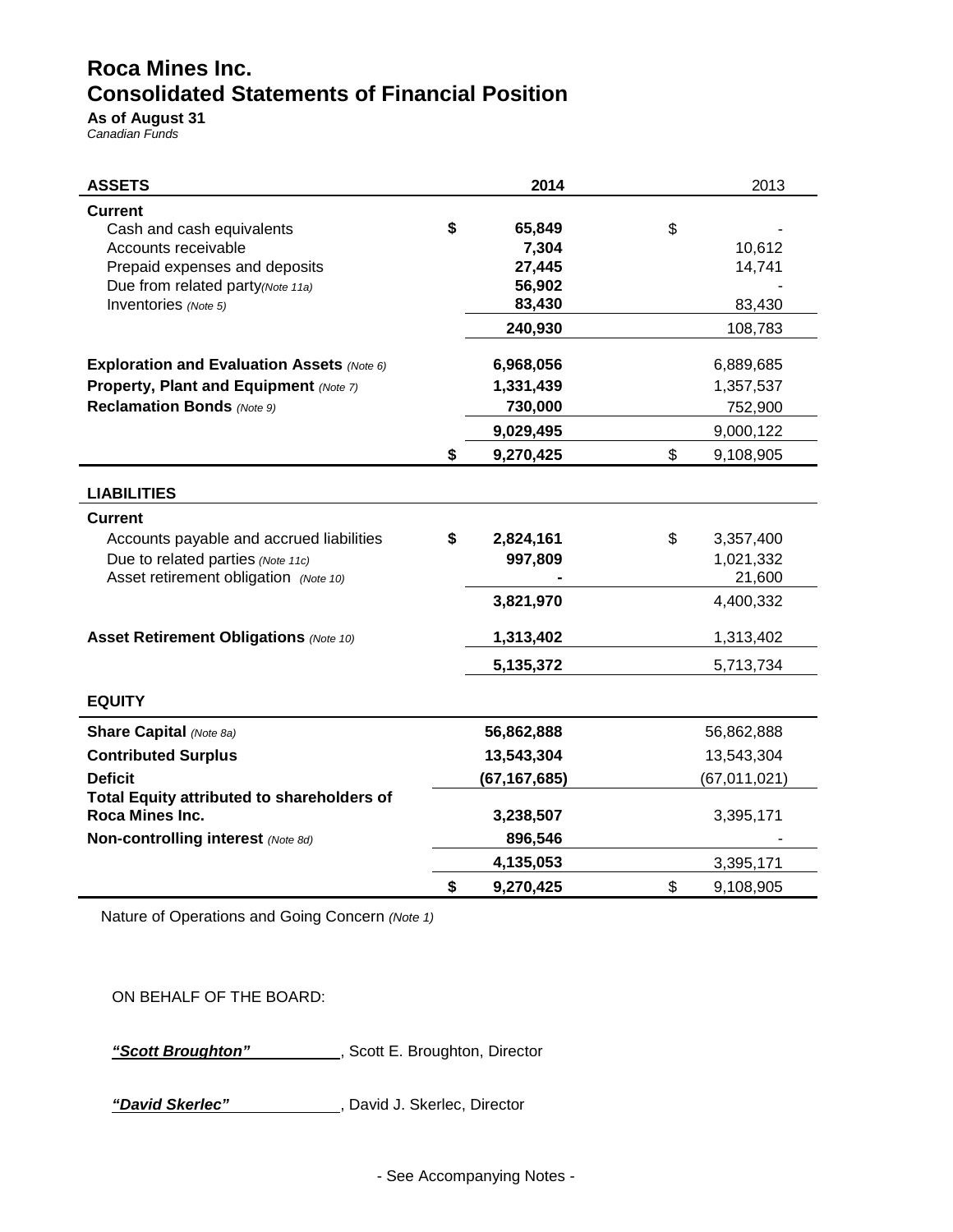# Roca Mines Inc.
# Consolidated Statements of Financial Position

**As of August 31**
*Canadian Funds*

| ASSETS | 2014 | 2013 |
|---|---|---|
| **Current** | | |
| Cash and cash equivalents | $ 65,849 | $ - |
| Accounts receivable | 7,304 | 10,612 |
| Prepaid expenses and deposits | 27,445 | 14,741 |
| Due from related party *(Note 11a)* | 56,902 | - |
| Inventories *(Note 5)* | 83,430 | 83,430 |
| | 240,930 | 108,783 |
| **Exploration and Evaluation Assets** *(Note 6)* | 6,968,056 | 6,889,685 |
| **Property, Plant and Equipment** *(Note 7)* | 1,331,439 | 1,357,537 |
| **Reclamation Bonds** *(Note 9)* | 730,000 | 752,900 |
| | 9,029,495 | 9,000,122 |
| | $ 9,270,425 | $ 9,108,905 |
| **LIABILITIES** | | |
| **Current** | | |
| Accounts payable and accrued liabilities | $ 2,824,161 | $ 3,357,400 |
| Due to related parties *(Note 11c)* | 997,809 | 1,021,332 |
| Asset retirement obligation *(Note 10)* | - | 21,600 |
| | 3,821,970 | 4,400,332 |
| **Asset Retirement Obligations** *(Note 10)* | 1,313,402 | 1,313,402 |
| | 5,135,372 | 5,713,734 |
| **EQUITY** | | |
| **Share Capital** *(Note 8a)* | 56,862,888 | 56,862,888 |
| **Contributed Surplus** | 13,543,304 | 13,543,304 |
| **Deficit** | (67,167,685) | (67,011,021) |
| **Total Equity attributed to shareholders of Roca Mines Inc.** | 3,238,507 | 3,395,171 |
| **Non-controlling interest** *(Note 8d)* | 896,546 | - |
| | 4,135,053 | 3,395,171 |
| | $ 9,270,425 | $ 9,108,905 |

Nature of Operations and Going Concern *(Note 1)*

ON BEHALF OF THE BOARD:

***"Scott Broughton"***, Scott E. Broughton, Director

***"David Skerlec"***, David J. Skerlec, Director

- See Accompanying Notes -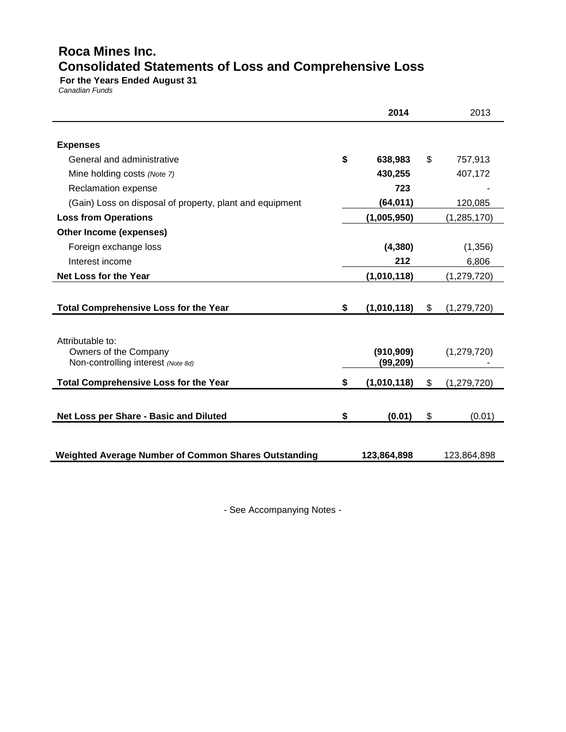# Roca Mines Inc.
## Consolidated Statements of Loss and Comprehensive Loss

**For the Years Ended August 31**

*Canadian Funds*

| | 2014 | 2013 |
|---|---|---|
| **Expenses** | | |
| General and administrative | **$ 638,983** | $ 757,913 |
| Mine holding costs *(Note 7)* | **430,255** | 407,172 |
| Reclamation expense | **723** | - |
| (Gain) Loss on disposal of property, plant and equipment | **(64,011)** | 120,085 |
| **Loss from Operations** | **(1,005,950)** | (1,285,170) |
| **Other Income (expenses)** | | |
| Foreign exchange loss | **(4,380)** | (1,356) |
| Interest income | **212** | 6,806 |
| **Net Loss for the Year** | **(1,010,118)** | (1,279,720) |
| | | |
| **Total Comprehensive Loss for the Year** | **$ (1,010,118)** | $ (1,279,720) |
| | | |
| Attributable to: | | |
| Owners of the Company | **(910,909)** | (1,279,720) |
| Non-controlling interest *(Note 8d)* | **(99,209)** | - |
| **Total Comprehensive Loss for the Year** | **$ (1,010,118)** | $ (1,279,720) |
| | | |
| **Net Loss per Share - Basic and Diluted** | **$ (0.01)** | $ (0.01) |
| | | |
| **Weighted Average Number of Common Shares Outstanding** | **123,864,898** | 123,864,898 |

- See Accompanying Notes -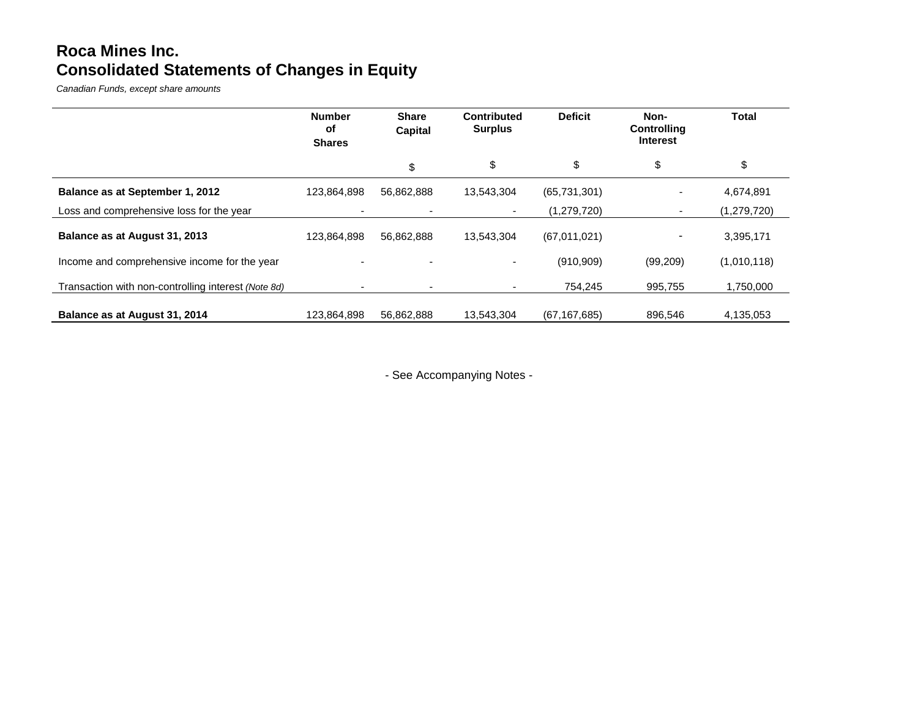# Roca Mines Inc.
## Consolidated Statements of Changes in Equity

*Canadian Funds, except share amounts*

| | Number of Shares | Share Capital | Contributed Surplus | Deficit | Non-Controlling Interest | Total |
|---|---|---|---|---|---|---|
| | | $ | $ | $ | $ | $ |
| **Balance as at September 1, 2012** | 123,864,898 | 56,862,888 | 13,543,304 | (65,731,301) | - | 4,674,891 |
| Loss and comprehensive loss for the year | - | - | - | (1,279,720) | - | (1,279,720) |
| **Balance as at August 31, 2013** | 123,864,898 | 56,862,888 | 13,543,304 | (67,011,021) | - | 3,395,171 |
| Income and comprehensive income for the year | - | - | - | (910,909) | (99,209) | (1,010,118) |
| Transaction with non-controlling interest *(Note 8d)* | - | - | - | 754,245 | 995,755 | 1,750,000 |
| **Balance as at August 31, 2014** | 123,864,898 | 56,862,888 | 13,543,304 | (67,167,685) | 896,546 | 4,135,053 |

- See Accompanying Notes -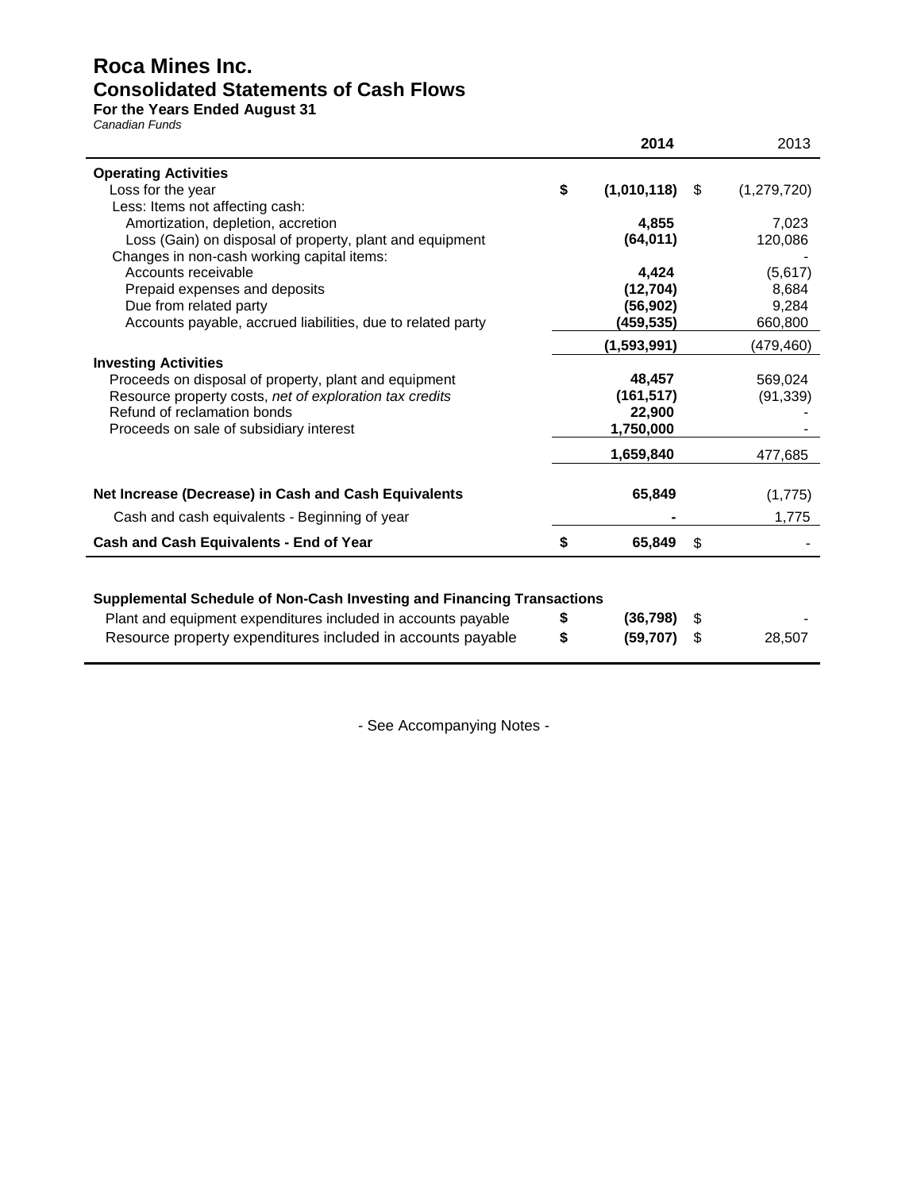# Roca Mines Inc.
## Consolidated Statements of Cash Flows
### For the Years Ended August 31
*Canadian Funds*

| | 2014 | 2013 |
|---|---|---|
| **Operating Activities** | | |
| Loss for the year | $ (1,010,118) | $ (1,279,720) |
| Less: Items not affecting cash: | | |
| Amortization, depletion, accretion | 4,855 | 7,023 |
| Loss (Gain) on disposal of property, plant and equipment | (64,011) | 120,086 |
| Changes in non-cash working capital items: | | - |
| Accounts receivable | 4,424 | (5,617) |
| Prepaid expenses and deposits | (12,704) | 8,684 |
| Due from related party | (56,902) | 9,284 |
| Accounts payable, accrued liabilities, due to related party | (459,535) | 660,800 |
| | (1,593,991) | (479,460) |
| **Investing Activities** | | |
| Proceeds on disposal of property, plant and equipment | 48,457 | 569,024 |
| Resource property costs, *net of exploration tax credits* | (161,517) | (91,339) |
| Refund of reclamation bonds | 22,900 | - |
| Proceeds on sale of subsidiary interest | 1,750,000 | - |
| | 1,659,840 | 477,685 |
| **Net Increase (Decrease) in Cash and Cash Equivalents** | 65,849 | (1,775) |
| Cash and cash equivalents - Beginning of year | - | 1,775 |
| **Cash and Cash Equivalents - End of Year** | $ 65,849 | $ - |

**Supplemental Schedule of Non-Cash Investing and Financing Transactions**

| | 2014 | 2013 |
|---|---|---|
| Plant and equipment expenditures included in accounts payable | $ (36,798) | $ - |
| Resource property expenditures included in accounts payable | $ (59,707) | $ 28,507 |

- See Accompanying Notes -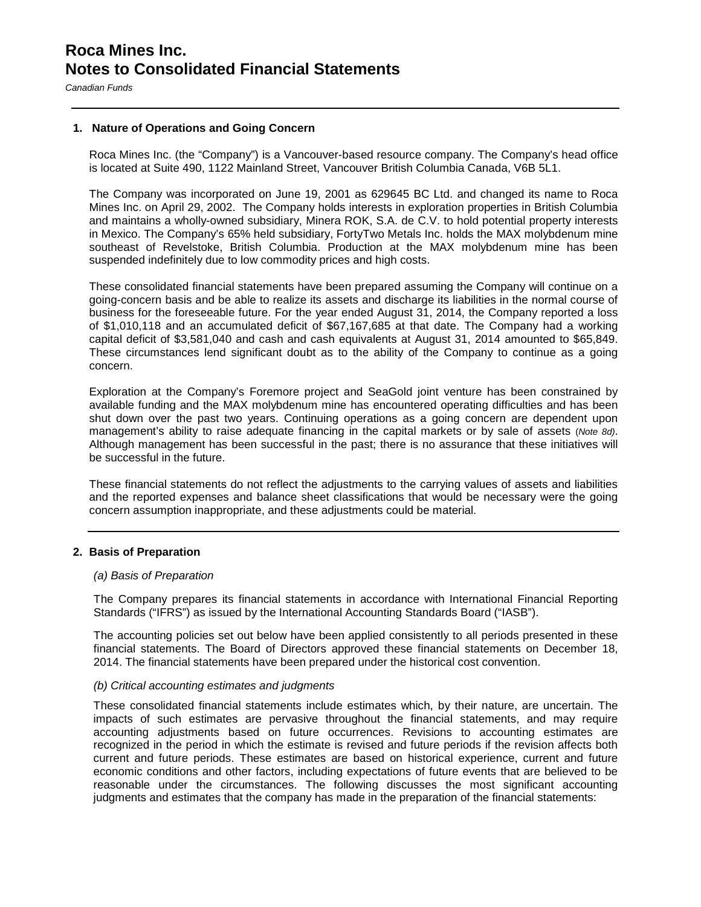# Roca Mines Inc.
# Notes to Consolidated Financial Statements

*Canadian Funds*

## 1. Nature of Operations and Going Concern

Roca Mines Inc. (the "Company") is a Vancouver-based resource company. The Company's head office is located at Suite 490, 1122 Mainland Street, Vancouver British Columbia Canada, V6B 5L1.

The Company was incorporated on June 19, 2001 as 629645 BC Ltd. and changed its name to Roca Mines Inc. on April 29, 2002. The Company holds interests in exploration properties in British Columbia and maintains a wholly-owned subsidiary, Minera ROK, S.A. de C.V. to hold potential property interests in Mexico. The Company's 65% held subsidiary, FortyTwo Metals Inc. holds the MAX molybdenum mine southeast of Revelstoke, British Columbia. Production at the MAX molybdenum mine has been suspended indefinitely due to low commodity prices and high costs.

These consolidated financial statements have been prepared assuming the Company will continue on a going-concern basis and be able to realize its assets and discharge its liabilities in the normal course of business for the foreseeable future. For the year ended August 31, 2014, the Company reported a loss of $1,010,118 and an accumulated deficit of $67,167,685 at that date. The Company had a working capital deficit of $3,581,040 and cash and cash equivalents at August 31, 2014 amounted to $65,849. These circumstances lend significant doubt as to the ability of the Company to continue as a going concern.

Exploration at the Company's Foremore project and SeaGold joint venture has been constrained by available funding and the MAX molybdenum mine has encountered operating difficulties and has been shut down over the past two years. Continuing operations as a going concern are dependent upon management's ability to raise adequate financing in the capital markets or by sale of assets (*Note 8d*). Although management has been successful in the past; there is no assurance that these initiatives will be successful in the future.

These financial statements do not reflect the adjustments to the carrying values of assets and liabilities and the reported expenses and balance sheet classifications that would be necessary were the going concern assumption inappropriate, and these adjustments could be material.

## 2. Basis of Preparation

### *(a) Basis of Preparation*

The Company prepares its financial statements in accordance with International Financial Reporting Standards ("IFRS") as issued by the International Accounting Standards Board ("IASB").

The accounting policies set out below have been applied consistently to all periods presented in these financial statements. The Board of Directors approved these financial statements on December 18, 2014. The financial statements have been prepared under the historical cost convention.

### *(b) Critical accounting estimates and judgments*

These consolidated financial statements include estimates which, by their nature, are uncertain. The impacts of such estimates are pervasive throughout the financial statements, and may require accounting adjustments based on future occurrences. Revisions to accounting estimates are recognized in the period in which the estimate is revised and future periods if the revision affects both current and future periods. These estimates are based on historical experience, current and future economic conditions and other factors, including expectations of future events that are believed to be reasonable under the circumstances. The following discusses the most significant accounting judgments and estimates that the company has made in the preparation of the financial statements: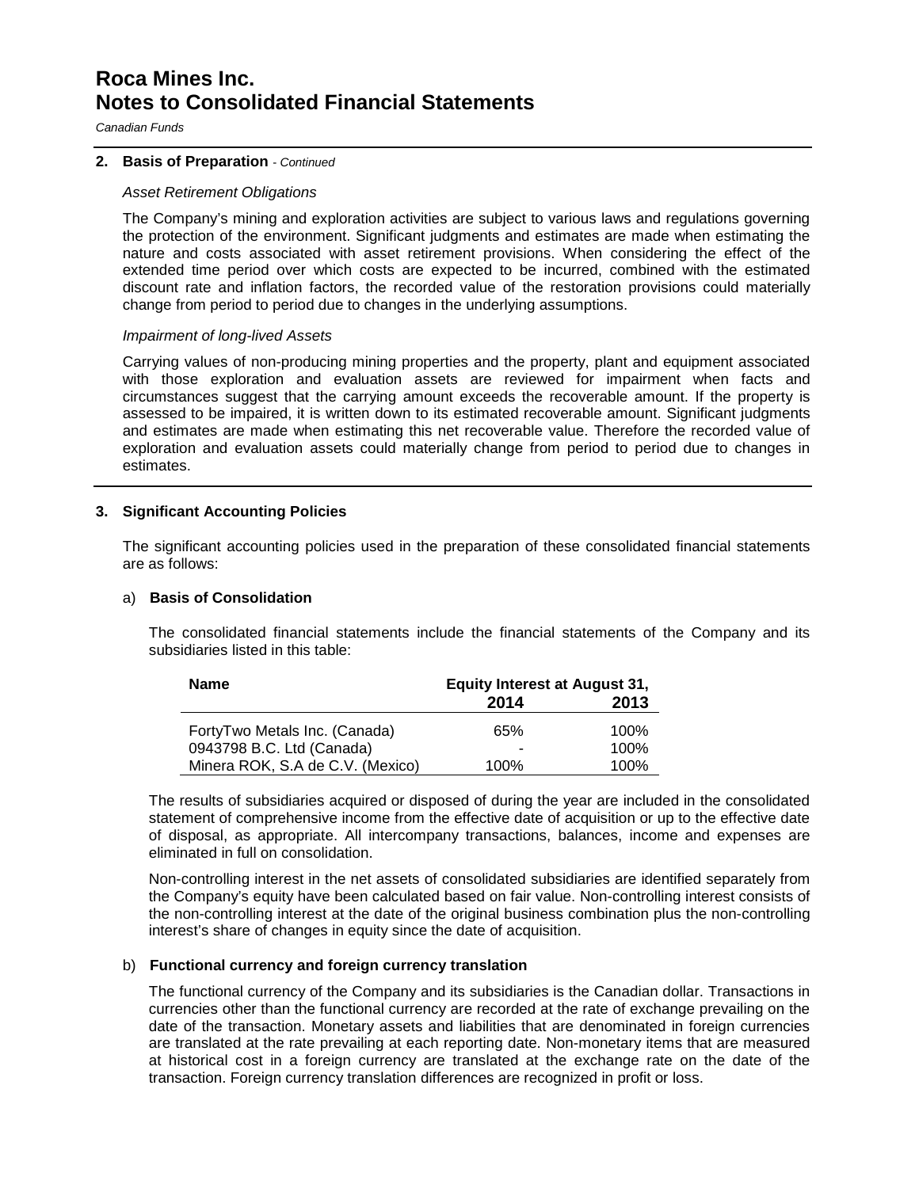# Roca Mines Inc.
# Notes to Consolidated Financial Statements

*Canadian Funds*

## 2. Basis of Preparation - *Continued*

*Asset Retirement Obligations*

The Company's mining and exploration activities are subject to various laws and regulations governing the protection of the environment. Significant judgments and estimates are made when estimating the nature and costs associated with asset retirement provisions. When considering the effect of the extended time period over which costs are expected to be incurred, combined with the estimated discount rate and inflation factors, the recorded value of the restoration provisions could materially change from period to period due to changes in the underlying assumptions.

*Impairment of long-lived Assets*

Carrying values of non-producing mining properties and the property, plant and equipment associated with those exploration and evaluation assets are reviewed for impairment when facts and circumstances suggest that the carrying amount exceeds the recoverable amount. If the property is assessed to be impaired, it is written down to its estimated recoverable amount. Significant judgments and estimates are made when estimating this net recoverable value. Therefore the recorded value of exploration and evaluation assets could materially change from period to period due to changes in estimates.

## 3. Significant Accounting Policies

The significant accounting policies used in the preparation of these consolidated financial statements are as follows:

### a) Basis of Consolidation

The consolidated financial statements include the financial statements of the Company and its subsidiaries listed in this table:

| Name | Equity Interest at August 31, 2014 | 2013 |
|---|---|---|
| FortyTwo Metals Inc. (Canada) | 65% | 100% |
| 0943798 B.C. Ltd (Canada) | - | 100% |
| Minera ROK, S.A de C.V. (Mexico) | 100% | 100% |

The results of subsidiaries acquired or disposed of during the year are included in the consolidated statement of comprehensive income from the effective date of acquisition or up to the effective date of disposal, as appropriate. All intercompany transactions, balances, income and expenses are eliminated in full on consolidation.

Non-controlling interest in the net assets of consolidated subsidiaries are identified separately from the Company's equity have been calculated based on fair value. Non-controlling interest consists of the non-controlling interest at the date of the original business combination plus the non-controlling interest's share of changes in equity since the date of acquisition.

### b) Functional currency and foreign currency translation

The functional currency of the Company and its subsidiaries is the Canadian dollar. Transactions in currencies other than the functional currency are recorded at the rate of exchange prevailing on the date of the transaction. Monetary assets and liabilities that are denominated in foreign currencies are translated at the rate prevailing at each reporting date. Non-monetary items that are measured at historical cost in a foreign currency are translated at the exchange rate on the date of the transaction. Foreign currency translation differences are recognized in profit or loss.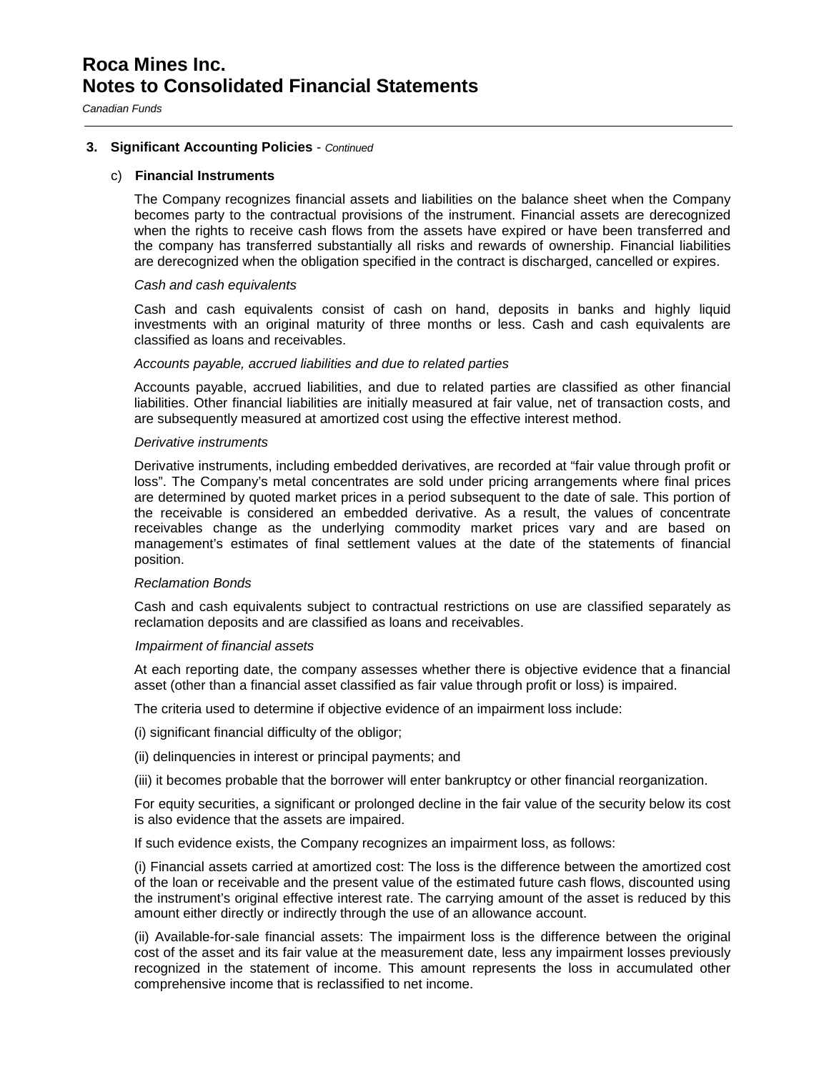# Roca Mines Inc.
# Notes to Consolidated Financial Statements

*Canadian Funds*

---

**3. Significant Accounting Policies** - *Continued*

c) **Financial Instruments**

The Company recognizes financial assets and liabilities on the balance sheet when the Company becomes party to the contractual provisions of the instrument. Financial assets are derecognized when the rights to receive cash flows from the assets have expired or have been transferred and the company has transferred substantially all risks and rewards of ownership. Financial liabilities are derecognized when the obligation specified in the contract is discharged, cancelled or expires.

*Cash and cash equivalents*

Cash and cash equivalents consist of cash on hand, deposits in banks and highly liquid investments with an original maturity of three months or less. Cash and cash equivalents are classified as loans and receivables.

*Accounts payable, accrued liabilities and due to related parties*

Accounts payable, accrued liabilities, and due to related parties are classified as other financial liabilities. Other financial liabilities are initially measured at fair value, net of transaction costs, and are subsequently measured at amortized cost using the effective interest method.

*Derivative instruments*

Derivative instruments, including embedded derivatives, are recorded at "fair value through profit or loss". The Company's metal concentrates are sold under pricing arrangements where final prices are determined by quoted market prices in a period subsequent to the date of sale. This portion of the receivable is considered an embedded derivative. As a result, the values of concentrate receivables change as the underlying commodity market prices vary and are based on management's estimates of final settlement values at the date of the statements of financial position.

*Reclamation Bonds*

Cash and cash equivalents subject to contractual restrictions on use are classified separately as reclamation deposits and are classified as loans and receivables.

*Impairment of financial assets*

At each reporting date, the company assesses whether there is objective evidence that a financial asset (other than a financial asset classified as fair value through profit or loss) is impaired.

The criteria used to determine if objective evidence of an impairment loss include:

(i) significant financial difficulty of the obligor;

(ii) delinquencies in interest or principal payments; and

(iii) it becomes probable that the borrower will enter bankruptcy or other financial reorganization.

For equity securities, a significant or prolonged decline in the fair value of the security below its cost is also evidence that the assets are impaired.

If such evidence exists, the Company recognizes an impairment loss, as follows:

(i) Financial assets carried at amortized cost: The loss is the difference between the amortized cost of the loan or receivable and the present value of the estimated future cash flows, discounted using the instrument's original effective interest rate. The carrying amount of the asset is reduced by this amount either directly or indirectly through the use of an allowance account.

(ii) Available-for-sale financial assets: The impairment loss is the difference between the original cost of the asset and its fair value at the measurement date, less any impairment losses previously recognized in the statement of income. This amount represents the loss in accumulated other comprehensive income that is reclassified to net income.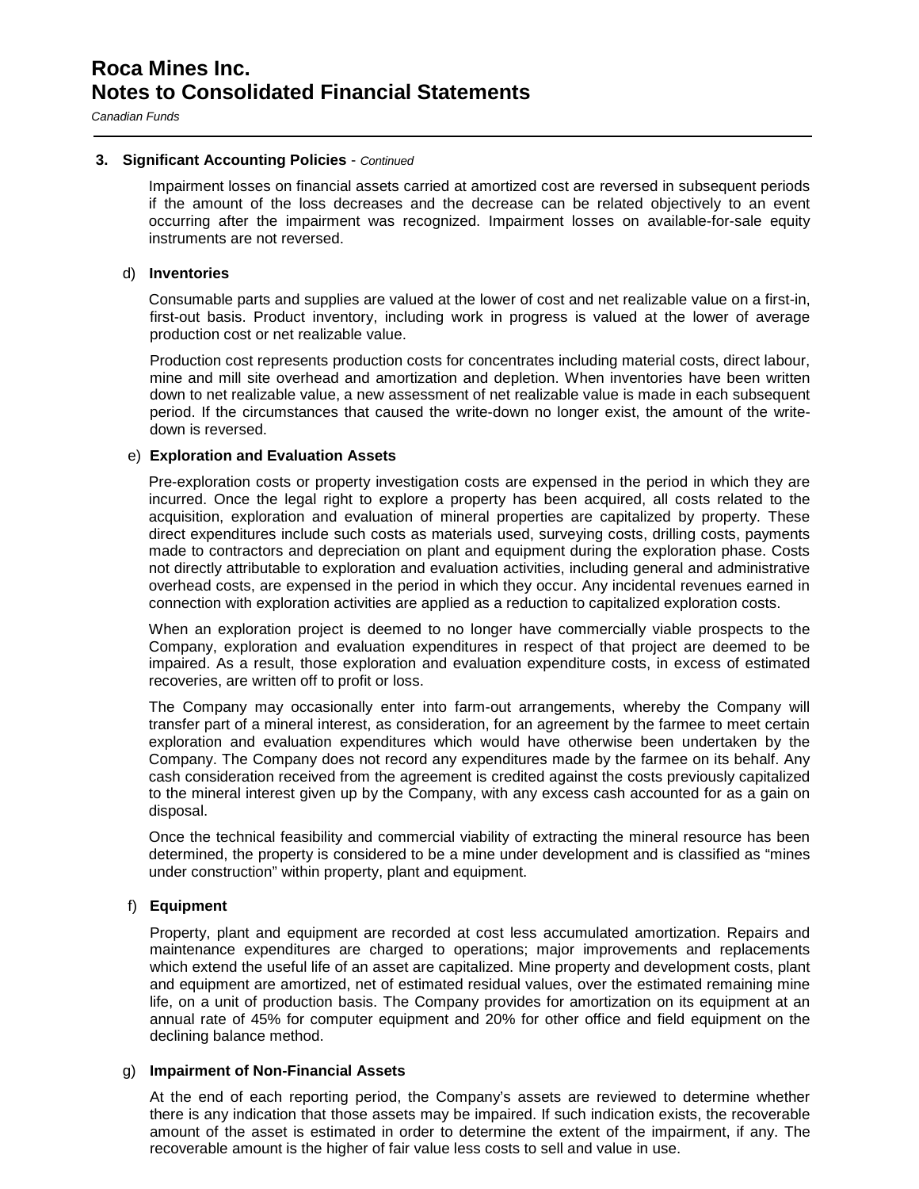## 3. Significant Accounting Policies - *Continued*

Impairment losses on financial assets carried at amortized cost are reversed in subsequent periods if the amount of the loss decreases and the decrease can be related objectively to an event occurring after the impairment was recognized. Impairment losses on available-for-sale equity instruments are not reversed.

### d) Inventories

Consumable parts and supplies are valued at the lower of cost and net realizable value on a first-in, first-out basis. Product inventory, including work in progress is valued at the lower of average production cost or net realizable value.

Production cost represents production costs for concentrates including material costs, direct labour, mine and mill site overhead and amortization and depletion. When inventories have been written down to net realizable value, a new assessment of net realizable value is made in each subsequent period. If the circumstances that caused the write-down no longer exist, the amount of the write-down is reversed.

### e) Exploration and Evaluation Assets

Pre-exploration costs or property investigation costs are expensed in the period in which they are incurred. Once the legal right to explore a property has been acquired, all costs related to the acquisition, exploration and evaluation of mineral properties are capitalized by property. These direct expenditures include such costs as materials used, surveying costs, drilling costs, payments made to contractors and depreciation on plant and equipment during the exploration phase. Costs not directly attributable to exploration and evaluation activities, including general and administrative overhead costs, are expensed in the period in which they occur. Any incidental revenues earned in connection with exploration activities are applied as a reduction to capitalized exploration costs.

When an exploration project is deemed to no longer have commercially viable prospects to the Company, exploration and evaluation expenditures in respect of that project are deemed to be impaired. As a result, those exploration and evaluation expenditure costs, in excess of estimated recoveries, are written off to profit or loss.

The Company may occasionally enter into farm-out arrangements, whereby the Company will transfer part of a mineral interest, as consideration, for an agreement by the farmee to meet certain exploration and evaluation expenditures which would have otherwise been undertaken by the Company. The Company does not record any expenditures made by the farmee on its behalf. Any cash consideration received from the agreement is credited against the costs previously capitalized to the mineral interest given up by the Company, with any excess cash accounted for as a gain on disposal.

Once the technical feasibility and commercial viability of extracting the mineral resource has been determined, the property is considered to be a mine under development and is classified as "mines under construction" within property, plant and equipment.

### f) Equipment

Property, plant and equipment are recorded at cost less accumulated amortization. Repairs and maintenance expenditures are charged to operations; major improvements and replacements which extend the useful life of an asset are capitalized. Mine property and development costs, plant and equipment are amortized, net of estimated residual values, over the estimated remaining mine life, on a unit of production basis. The Company provides for amortization on its equipment at an annual rate of 45% for computer equipment and 20% for other office and field equipment on the declining balance method.

### g) Impairment of Non-Financial Assets

At the end of each reporting period, the Company's assets are reviewed to determine whether there is any indication that those assets may be impaired. If such indication exists, the recoverable amount of the asset is estimated in order to determine the extent of the impairment, if any. The recoverable amount is the higher of fair value less costs to sell and value in use.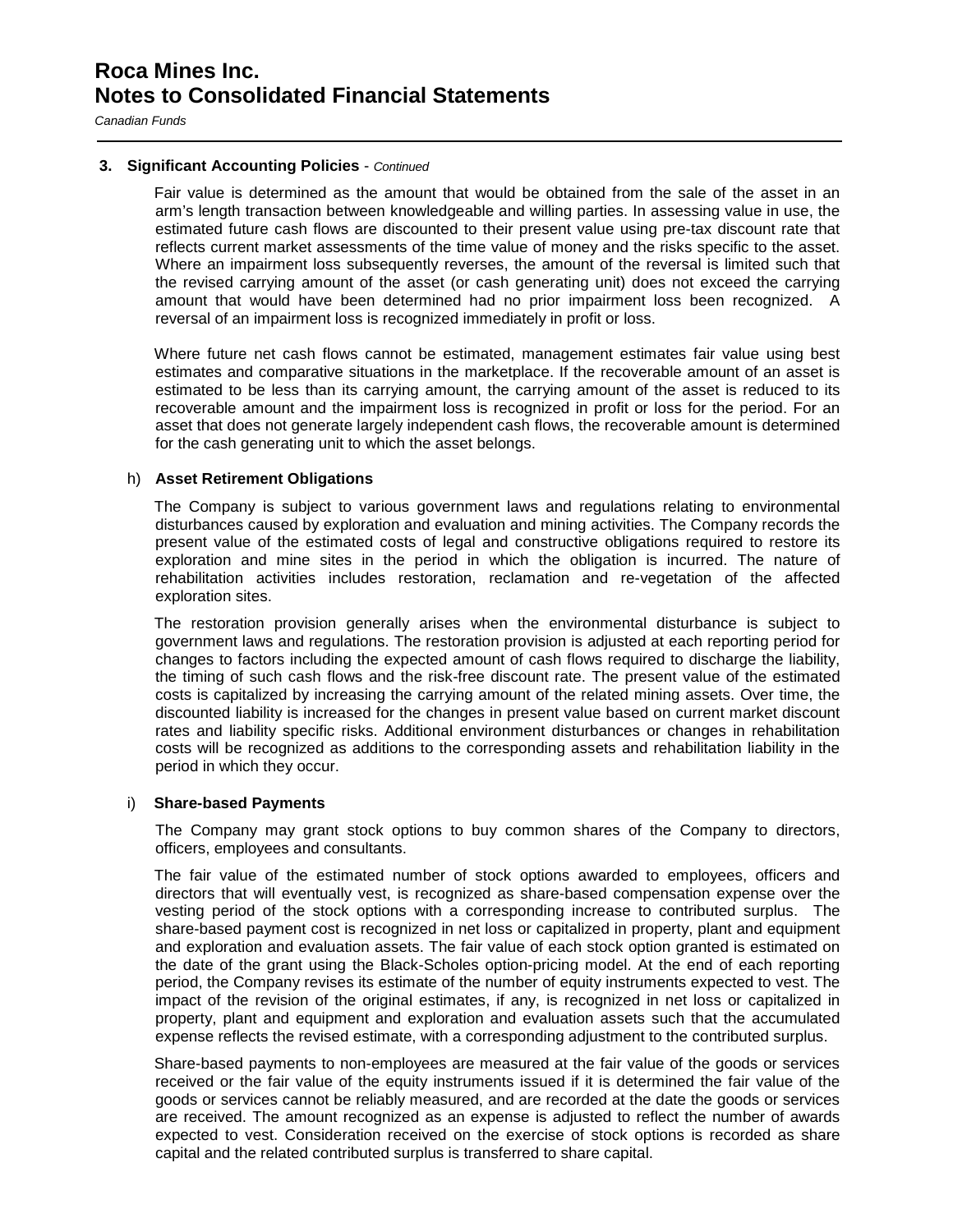### 3. Significant Accounting Policies - *Continued*

Fair value is determined as the amount that would be obtained from the sale of the asset in an arm's length transaction between knowledgeable and willing parties. In assessing value in use, the estimated future cash flows are discounted to their present value using pre-tax discount rate that reflects current market assessments of the time value of money and the risks specific to the asset. Where an impairment loss subsequently reverses, the amount of the reversal is limited such that the revised carrying amount of the asset (or cash generating unit) does not exceed the carrying amount that would have been determined had no prior impairment loss been recognized. A reversal of an impairment loss is recognized immediately in profit or loss.

Where future net cash flows cannot be estimated, management estimates fair value using best estimates and comparative situations in the marketplace. If the recoverable amount of an asset is estimated to be less than its carrying amount, the carrying amount of the asset is reduced to its recoverable amount and the impairment loss is recognized in profit or loss for the period. For an asset that does not generate largely independent cash flows, the recoverable amount is determined for the cash generating unit to which the asset belongs.

#### h) Asset Retirement Obligations

The Company is subject to various government laws and regulations relating to environmental disturbances caused by exploration and evaluation and mining activities. The Company records the present value of the estimated costs of legal and constructive obligations required to restore its exploration and mine sites in the period in which the obligation is incurred. The nature of rehabilitation activities includes restoration, reclamation and re-vegetation of the affected exploration sites.

The restoration provision generally arises when the environmental disturbance is subject to government laws and regulations. The restoration provision is adjusted at each reporting period for changes to factors including the expected amount of cash flows required to discharge the liability, the timing of such cash flows and the risk-free discount rate. The present value of the estimated costs is capitalized by increasing the carrying amount of the related mining assets. Over time, the discounted liability is increased for the changes in present value based on current market discount rates and liability specific risks. Additional environment disturbances or changes in rehabilitation costs will be recognized as additions to the corresponding assets and rehabilitation liability in the period in which they occur.

#### i) Share-based Payments

The Company may grant stock options to buy common shares of the Company to directors, officers, employees and consultants.

The fair value of the estimated number of stock options awarded to employees, officers and directors that will eventually vest, is recognized as share-based compensation expense over the vesting period of the stock options with a corresponding increase to contributed surplus. The share-based payment cost is recognized in net loss or capitalized in property, plant and equipment and exploration and evaluation assets. The fair value of each stock option granted is estimated on the date of the grant using the Black-Scholes option-pricing model. At the end of each reporting period, the Company revises its estimate of the number of equity instruments expected to vest. The impact of the revision of the original estimates, if any, is recognized in net loss or capitalized in property, plant and equipment and exploration and evaluation assets such that the accumulated expense reflects the revised estimate, with a corresponding adjustment to the contributed surplus.

Share-based payments to non-employees are measured at the fair value of the goods or services received or the fair value of the equity instruments issued if it is determined the fair value of the goods or services cannot be reliably measured, and are recorded at the date the goods or services are received. The amount recognized as an expense is adjusted to reflect the number of awards expected to vest. Consideration received on the exercise of stock options is recorded as share capital and the related contributed surplus is transferred to share capital.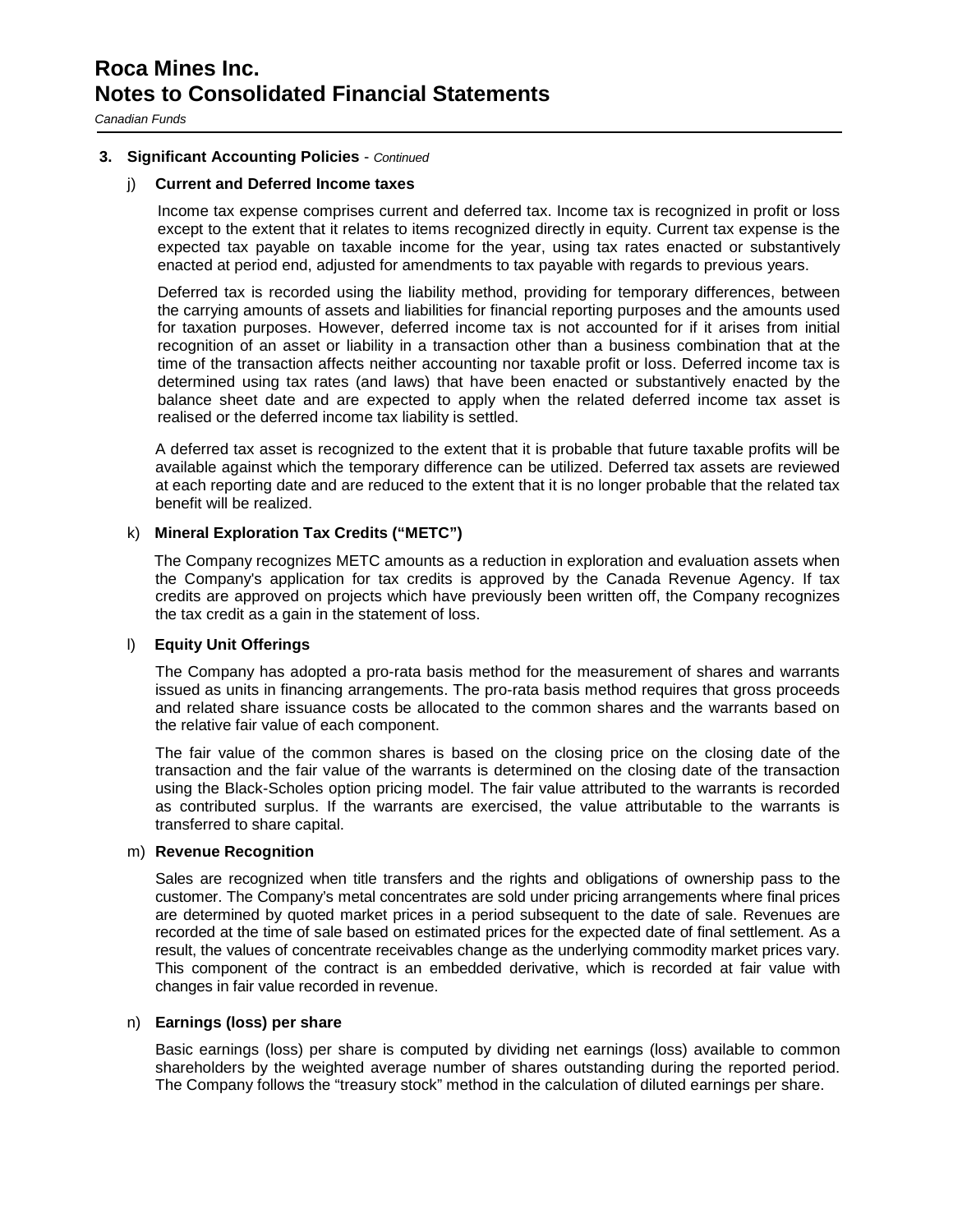## 3. Significant Accounting Policies - *Continued*

### j) Current and Deferred Income taxes

Income tax expense comprises current and deferred tax. Income tax is recognized in profit or loss except to the extent that it relates to items recognized directly in equity. Current tax expense is the expected tax payable on taxable income for the year, using tax rates enacted or substantively enacted at period end, adjusted for amendments to tax payable with regards to previous years.

Deferred tax is recorded using the liability method, providing for temporary differences, between the carrying amounts of assets and liabilities for financial reporting purposes and the amounts used for taxation purposes. However, deferred income tax is not accounted for if it arises from initial recognition of an asset or liability in a transaction other than a business combination that at the time of the transaction affects neither accounting nor taxable profit or loss. Deferred income tax is determined using tax rates (and laws) that have been enacted or substantively enacted by the balance sheet date and are expected to apply when the related deferred income tax asset is realised or the deferred income tax liability is settled.

A deferred tax asset is recognized to the extent that it is probable that future taxable profits will be available against which the temporary difference can be utilized. Deferred tax assets are reviewed at each reporting date and are reduced to the extent that it is no longer probable that the related tax benefit will be realized.

### k) Mineral Exploration Tax Credits ("METC")

The Company recognizes METC amounts as a reduction in exploration and evaluation assets when the Company's application for tax credits is approved by the Canada Revenue Agency. If tax credits are approved on projects which have previously been written off, the Company recognizes the tax credit as a gain in the statement of loss.

### l) Equity Unit Offerings

The Company has adopted a pro-rata basis method for the measurement of shares and warrants issued as units in financing arrangements. The pro-rata basis method requires that gross proceeds and related share issuance costs be allocated to the common shares and the warrants based on the relative fair value of each component.

The fair value of the common shares is based on the closing price on the closing date of the transaction and the fair value of the warrants is determined on the closing date of the transaction using the Black-Scholes option pricing model. The fair value attributed to the warrants is recorded as contributed surplus. If the warrants are exercised, the value attributable to the warrants is transferred to share capital.

### m) Revenue Recognition

Sales are recognized when title transfers and the rights and obligations of ownership pass to the customer. The Company's metal concentrates are sold under pricing arrangements where final prices are determined by quoted market prices in a period subsequent to the date of sale. Revenues are recorded at the time of sale based on estimated prices for the expected date of final settlement. As a result, the values of concentrate receivables change as the underlying commodity market prices vary. This component of the contract is an embedded derivative, which is recorded at fair value with changes in fair value recorded in revenue.

### n) Earnings (loss) per share

Basic earnings (loss) per share is computed by dividing net earnings (loss) available to common shareholders by the weighted average number of shares outstanding during the reported period. The Company follows the "treasury stock" method in the calculation of diluted earnings per share.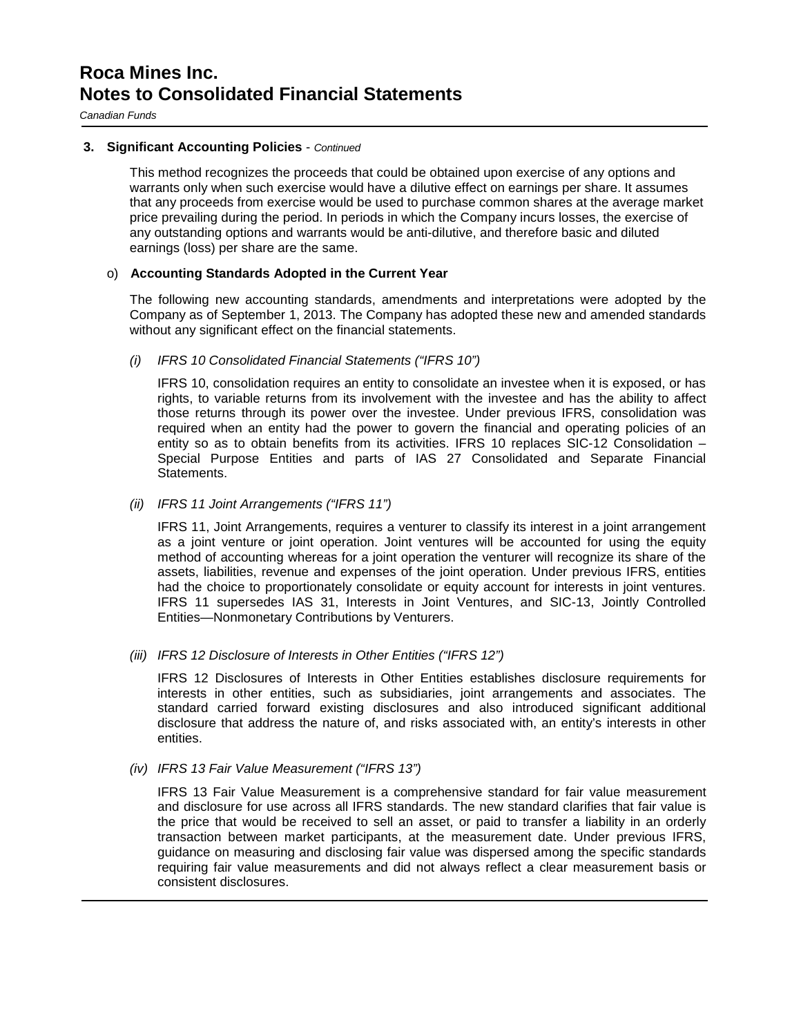### 3. Significant Accounting Policies - *Continued*

This method recognizes the proceeds that could be obtained upon exercise of any options and warrants only when such exercise would have a dilutive effect on earnings per share. It assumes that any proceeds from exercise would be used to purchase common shares at the average market price prevailing during the period. In periods in which the Company incurs losses, the exercise of any outstanding options and warrants would be anti-dilutive, and therefore basic and diluted earnings (loss) per share are the same.

o) **Accounting Standards Adopted in the Current Year**

The following new accounting standards, amendments and interpretations were adopted by the Company as of September 1, 2013. The Company has adopted these new and amended standards without any significant effect on the financial statements.

*(i) IFRS 10 Consolidated Financial Statements ("IFRS 10")*

IFRS 10, consolidation requires an entity to consolidate an investee when it is exposed, or has rights, to variable returns from its involvement with the investee and has the ability to affect those returns through its power over the investee. Under previous IFRS, consolidation was required when an entity had the power to govern the financial and operating policies of an entity so as to obtain benefits from its activities. IFRS 10 replaces SIC-12 Consolidation – Special Purpose Entities and parts of IAS 27 Consolidated and Separate Financial Statements.

*(ii) IFRS 11 Joint Arrangements ("IFRS 11")*

IFRS 11, Joint Arrangements, requires a venturer to classify its interest in a joint arrangement as a joint venture or joint operation. Joint ventures will be accounted for using the equity method of accounting whereas for a joint operation the venturer will recognize its share of the assets, liabilities, revenue and expenses of the joint operation. Under previous IFRS, entities had the choice to proportionately consolidate or equity account for interests in joint ventures. IFRS 11 supersedes IAS 31, Interests in Joint Ventures, and SIC-13, Jointly Controlled Entities—Nonmonetary Contributions by Venturers.

*(iii) IFRS 12 Disclosure of Interests in Other Entities ("IFRS 12")*

IFRS 12 Disclosures of Interests in Other Entities establishes disclosure requirements for interests in other entities, such as subsidiaries, joint arrangements and associates. The standard carried forward existing disclosures and also introduced significant additional disclosure that address the nature of, and risks associated with, an entity's interests in other entities.

*(iv) IFRS 13 Fair Value Measurement ("IFRS 13")*

IFRS 13 Fair Value Measurement is a comprehensive standard for fair value measurement and disclosure for use across all IFRS standards. The new standard clarifies that fair value is the price that would be received to sell an asset, or paid to transfer a liability in an orderly transaction between market participants, at the measurement date. Under previous IFRS, guidance on measuring and disclosing fair value was dispersed among the specific standards requiring fair value measurements and did not always reflect a clear measurement basis or consistent disclosures.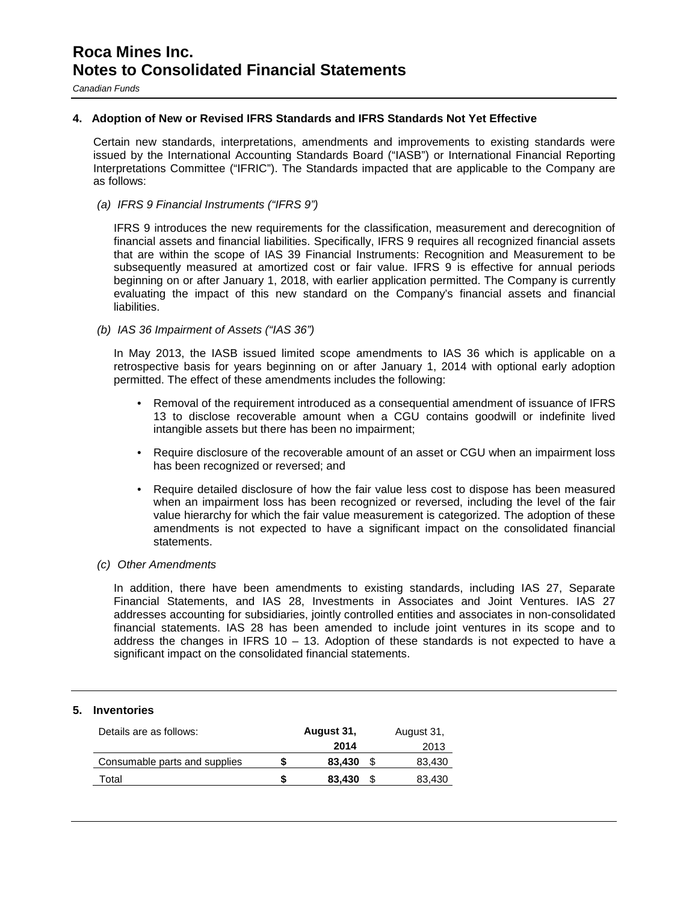## 4. Adoption of New or Revised IFRS Standards and IFRS Standards Not Yet Effective

Certain new standards, interpretations, amendments and improvements to existing standards were issued by the International Accounting Standards Board ("IASB") or International Financial Reporting Interpretations Committee ("IFRIC"). The Standards impacted that are applicable to the Company are as follows:

*(a) IFRS 9 Financial Instruments ("IFRS 9")*

IFRS 9 introduces the new requirements for the classification, measurement and derecognition of financial assets and financial liabilities. Specifically, IFRS 9 requires all recognized financial assets that are within the scope of IAS 39 Financial Instruments: Recognition and Measurement to be subsequently measured at amortized cost or fair value. IFRS 9 is effective for annual periods beginning on or after January 1, 2018, with earlier application permitted. The Company is currently evaluating the impact of this new standard on the Company's financial assets and financial liabilities.

*(b) IAS 36 Impairment of Assets ("IAS 36")*

In May 2013, the IASB issued limited scope amendments to IAS 36 which is applicable on a retrospective basis for years beginning on or after January 1, 2014 with optional early adoption permitted. The effect of these amendments includes the following:

- Removal of the requirement introduced as a consequential amendment of issuance of IFRS 13 to disclose recoverable amount when a CGU contains goodwill or indefinite lived intangible assets but there has been no impairment;
- Require disclosure of the recoverable amount of an asset or CGU when an impairment loss has been recognized or reversed; and
- Require detailed disclosure of how the fair value less cost to dispose has been measured when an impairment loss has been recognized or reversed, including the level of the fair value hierarchy for which the fair value measurement is categorized. The adoption of these amendments is not expected to have a significant impact on the consolidated financial statements.

*(c) Other Amendments*

In addition, there have been amendments to existing standards, including IAS 27, Separate Financial Statements, and IAS 28, Investments in Associates and Joint Ventures. IAS 27 addresses accounting for subsidiaries, jointly controlled entities and associates in non-consolidated financial statements. IAS 28 has been amended to include joint ventures in its scope and to address the changes in IFRS 10 – 13. Adoption of these standards is not expected to have a significant impact on the consolidated financial statements.

## 5. Inventories

| Details are as follows: | **August 31, 2014** | August 31, 2013 |
|---|---|---|
| Consumable parts and supplies | **$ 83,430** | $ 83,430 |
| Total | **$ 83,430** | $ 83,430 |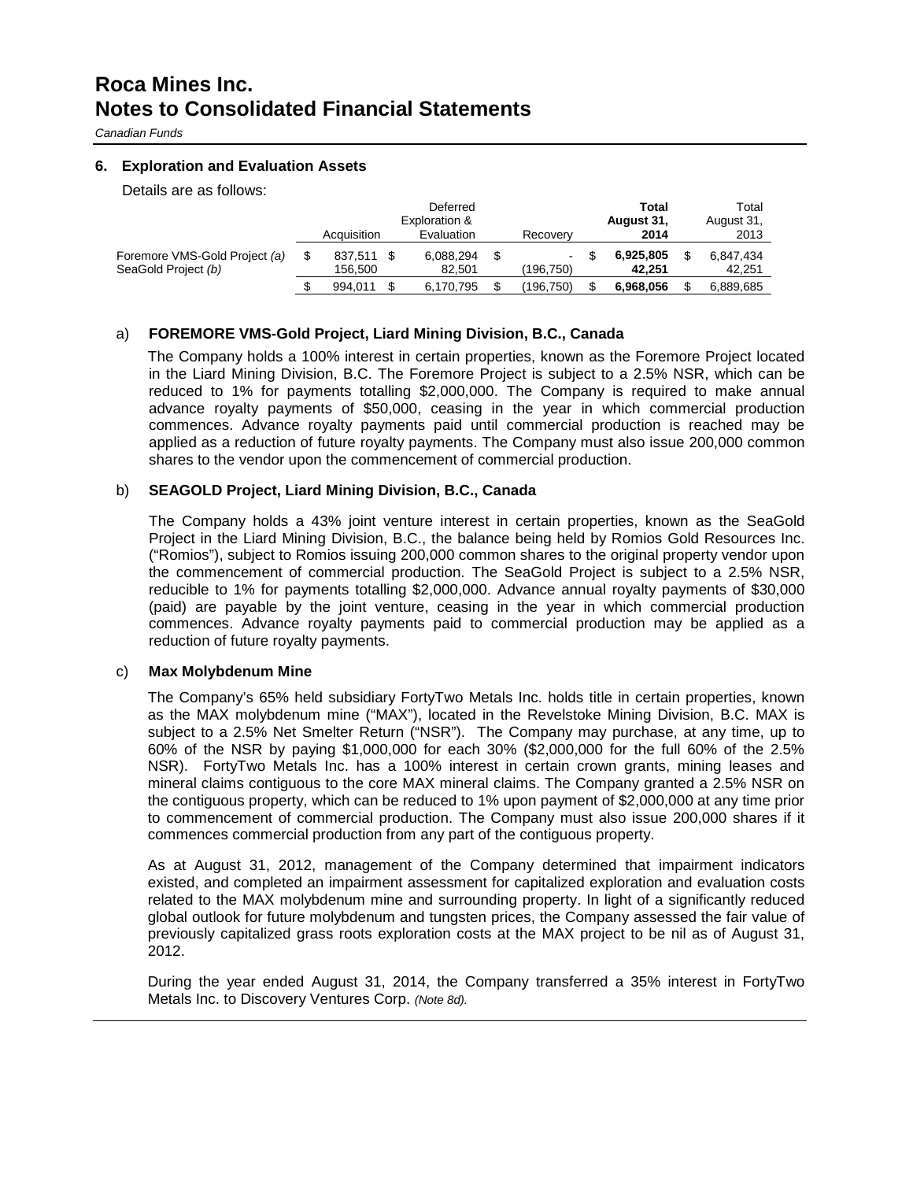# Roca Mines Inc.
# Notes to Consolidated Financial Statements

*Canadian Funds*

## 6. Exploration and Evaluation Assets

Details are as follows:

| | Acquisition | Deferred Exploration & Evaluation | Recovery | **Total August 31, 2014** | Total August 31, 2013 |
|---|---|---|---|---|---|
| Foremore VMS-Gold Project *(a)* | $ 837,511 | $ 6,088,294 | $ - | $ **6,925,805** | $ 6,847,434 |
| SeaGold Project *(b)* | 156,500 | 82,501 | (196,750) | **42,251** | 42,251 |
| | $ 994,011 | $ 6,170,795 | $ (196,750) | $ **6,968,056** | $ 6,889,685 |

a) **FOREMORE VMS-Gold Project, Liard Mining Division, B.C., Canada**

The Company holds a 100% interest in certain properties, known as the Foremore Project located in the Liard Mining Division, B.C. The Foremore Project is subject to a 2.5% NSR, which can be reduced to 1% for payments totalling $2,000,000. The Company is required to make annual advance royalty payments of $50,000, ceasing in the year in which commercial production commences. Advance royalty payments paid until commercial production is reached may be applied as a reduction of future royalty payments. The Company must also issue 200,000 common shares to the vendor upon the commencement of commercial production.

b) **SEAGOLD Project, Liard Mining Division, B.C., Canada**

The Company holds a 43% joint venture interest in certain properties, known as the SeaGold Project in the Liard Mining Division, B.C., the balance being held by Romios Gold Resources Inc. ("Romios"), subject to Romios issuing 200,000 common shares to the original property vendor upon the commencement of commercial production. The SeaGold Project is subject to a 2.5% NSR, reducible to 1% for payments totalling $2,000,000. Advance annual royalty payments of $30,000 (paid) are payable by the joint venture, ceasing in the year in which commercial production commences. Advance royalty payments paid to commercial production may be applied as a reduction of future royalty payments.

c) **Max Molybdenum Mine**

The Company's 65% held subsidiary FortyTwo Metals Inc. holds title in certain properties, known as the MAX molybdenum mine ("MAX"), located in the Revelstoke Mining Division, B.C. MAX is subject to a 2.5% Net Smelter Return ("NSR"). The Company may purchase, at any time, up to 60% of the NSR by paying $1,000,000 for each 30% ($2,000,000 for the full 60% of the 2.5% NSR). FortyTwo Metals Inc. has a 100% interest in certain crown grants, mining leases and mineral claims contiguous to the core MAX mineral claims. The Company granted a 2.5% NSR on the contiguous property, which can be reduced to 1% upon payment of $2,000,000 at any time prior to commencement of commercial production. The Company must also issue 200,000 shares if it commences commercial production from any part of the contiguous property.

As at August 31, 2012, management of the Company determined that impairment indicators existed, and completed an impairment assessment for capitalized exploration and evaluation costs related to the MAX molybdenum mine and surrounding property. In light of a significantly reduced global outlook for future molybdenum and tungsten prices, the Company assessed the fair value of previously capitalized grass roots exploration costs at the MAX project to be nil as of August 31, 2012.

During the year ended August 31, 2014, the Company transferred a 35% interest in FortyTwo Metals Inc. to Discovery Ventures Corp. *(Note 8d).*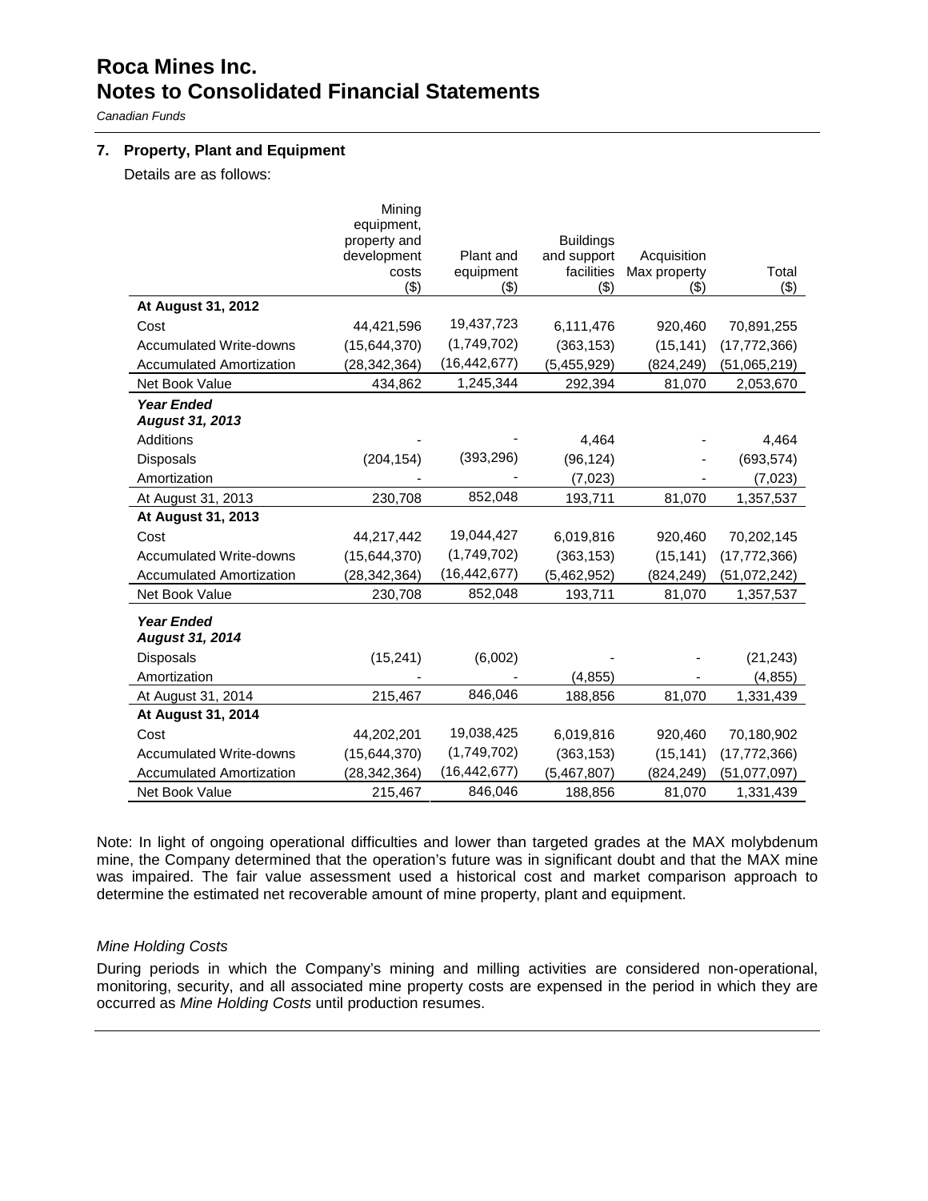# Roca Mines Inc.
# Notes to Consolidated Financial Statements

*Canadian Funds*

## 7. Property, Plant and Equipment

Details are as follows:

| | Mining equipment, property and development costs ($) | Plant and equipment ($) | Buildings and support facilities ($) | Acquisition Max property ($) | Total ($) |
|---|---|---|---|---|---|
| **At August 31, 2012** | | | | | |
| Cost | 44,421,596 | 19,437,723 | 6,111,476 | 920,460 | 70,891,255 |
| Accumulated Write-downs | (15,644,370) | (1,749,702) | (363,153) | (15,141) | (17,772,366) |
| Accumulated Amortization | (28,342,364) | (16,442,677) | (5,455,929) | (824,249) | (51,065,219) |
| Net Book Value | 434,862 | 1,245,344 | 292,394 | 81,070 | 2,053,670 |
| ***Year Ended August 31, 2013*** | | | | | |
| Additions | - | - | 4,464 | - | 4,464 |
| Disposals | (204,154) | (393,296) | (96,124) | - | (693,574) |
| Amortization | - | - | (7,023) | - | (7,023) |
| At August 31, 2013 | 230,708 | 852,048 | 193,711 | 81,070 | 1,357,537 |
| **At August 31, 2013** | | | | | |
| Cost | 44,217,442 | 19,044,427 | 6,019,816 | 920,460 | 70,202,145 |
| Accumulated Write-downs | (15,644,370) | (1,749,702) | (363,153) | (15,141) | (17,772,366) |
| Accumulated Amortization | (28,342,364) | (16,442,677) | (5,462,952) | (824,249) | (51,072,242) |
| Net Book Value | 230,708 | 852,048 | 193,711 | 81,070 | 1,357,537 |
| ***Year Ended August 31, 2014*** | | | | | |
| Disposals | (15,241) | (6,002) | - | - | (21,243) |
| Amortization | - | - | (4,855) | - | (4,855) |
| At August 31, 2014 | 215,467 | 846,046 | 188,856 | 81,070 | 1,331,439 |
| **At August 31, 2014** | | | | | |
| Cost | 44,202,201 | 19,038,425 | 6,019,816 | 920,460 | 70,180,902 |
| Accumulated Write-downs | (15,644,370) | (1,749,702) | (363,153) | (15,141) | (17,772,366) |
| Accumulated Amortization | (28,342,364) | (16,442,677) | (5,467,807) | (824,249) | (51,077,097) |
| Net Book Value | 215,467 | 846,046 | 188,856 | 81,070 | 1,331,439 |

Note: In light of ongoing operational difficulties and lower than targeted grades at the MAX molybdenum mine, the Company determined that the operation's future was in significant doubt and that the MAX mine was impaired. The fair value assessment used a historical cost and market comparison approach to determine the estimated net recoverable amount of mine property, plant and equipment.

*Mine Holding Costs*

During periods in which the Company's mining and milling activities are considered non-operational, monitoring, security, and all associated mine property costs are expensed in the period in which they are occurred as *Mine Holding Costs* until production resumes.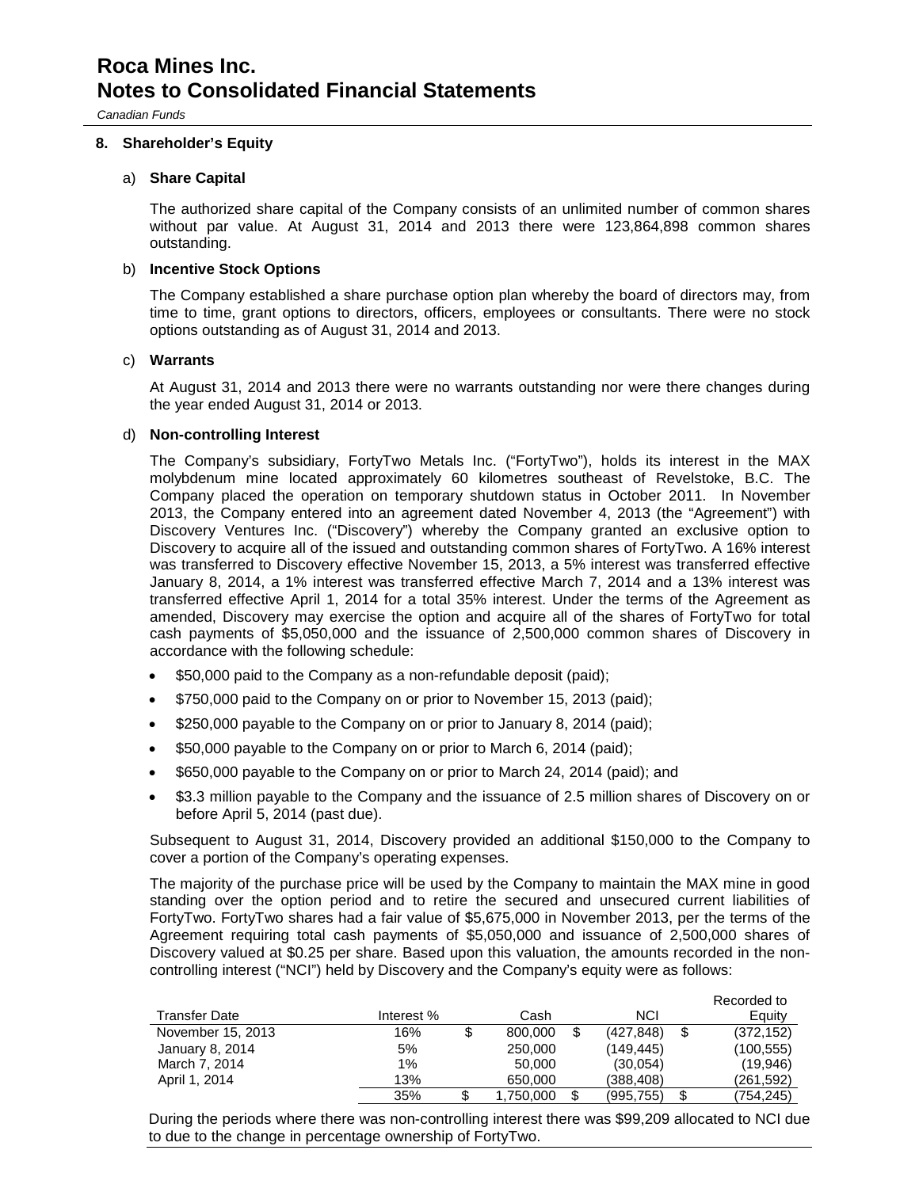## 8. Shareholder's Equity

### a) Share Capital

The authorized share capital of the Company consists of an unlimited number of common shares without par value. At August 31, 2014 and 2013 there were 123,864,898 common shares outstanding.

### b) Incentive Stock Options

The Company established a share purchase option plan whereby the board of directors may, from time to time, grant options to directors, officers, employees or consultants. There were no stock options outstanding as of August 31, 2014 and 2013.

### c) Warrants

At August 31, 2014 and 2013 there were no warrants outstanding nor were there changes during the year ended August 31, 2014 or 2013.

### d) Non-controlling Interest

The Company's subsidiary, FortyTwo Metals Inc. ("FortyTwo"), holds its interest in the MAX molybdenum mine located approximately 60 kilometres southeast of Revelstoke, B.C. The Company placed the operation on temporary shutdown status in October 2011. In November 2013, the Company entered into an agreement dated November 4, 2013 (the "Agreement") with Discovery Ventures Inc. ("Discovery") whereby the Company granted an exclusive option to Discovery to acquire all of the issued and outstanding common shares of FortyTwo. A 16% interest was transferred to Discovery effective November 15, 2013, a 5% interest was transferred effective January 8, 2014, a 1% interest was transferred effective March 7, 2014 and a 13% interest was transferred effective April 1, 2014 for a total 35% interest. Under the terms of the Agreement as amended, Discovery may exercise the option and acquire all of the shares of FortyTwo for total cash payments of $5,050,000 and the issuance of 2,500,000 common shares of Discovery in accordance with the following schedule:

- $50,000 paid to the Company as a non-refundable deposit (paid);
- $750,000 paid to the Company on or prior to November 15, 2013 (paid);
- $250,000 payable to the Company on or prior to January 8, 2014 (paid);
- $50,000 payable to the Company on or prior to March 6, 2014 (paid);
- $650,000 payable to the Company on or prior to March 24, 2014 (paid); and
- $3.3 million payable to the Company and the issuance of 2.5 million shares of Discovery on or before April 5, 2014 (past due).

Subsequent to August 31, 2014, Discovery provided an additional $150,000 to the Company to cover a portion of the Company's operating expenses.

The majority of the purchase price will be used by the Company to maintain the MAX mine in good standing over the option period and to retire the secured and unsecured current liabilities of FortyTwo. FortyTwo shares had a fair value of $5,675,000 in November 2013, per the terms of the Agreement requiring total cash payments of $5,050,000 and issuance of 2,500,000 shares of Discovery valued at $0.25 per share. Based upon this valuation, the amounts recorded in the non-controlling interest ("NCI") held by Discovery and the Company's equity were as follows:

| Transfer Date | Interest % | Cash | NCI | Recorded to Equity |
|---|---|---|---|---|
| November 15, 2013 | 16% | $ 800,000 | $ (427,848) | $ (372,152) |
| January 8, 2014 | 5% | 250,000 | (149,445) | (100,555) |
| March 7, 2014 | 1% | 50,000 | (30,054) | (19,946) |
| April 1, 2014 | 13% | 650,000 | (388,408) | (261,592) |
| | 35% | $ 1,750,000 | $ (995,755) | $ (754,245) |

During the periods where there was non-controlling interest there was $99,209 allocated to NCI due to due to the change in percentage ownership of FortyTwo.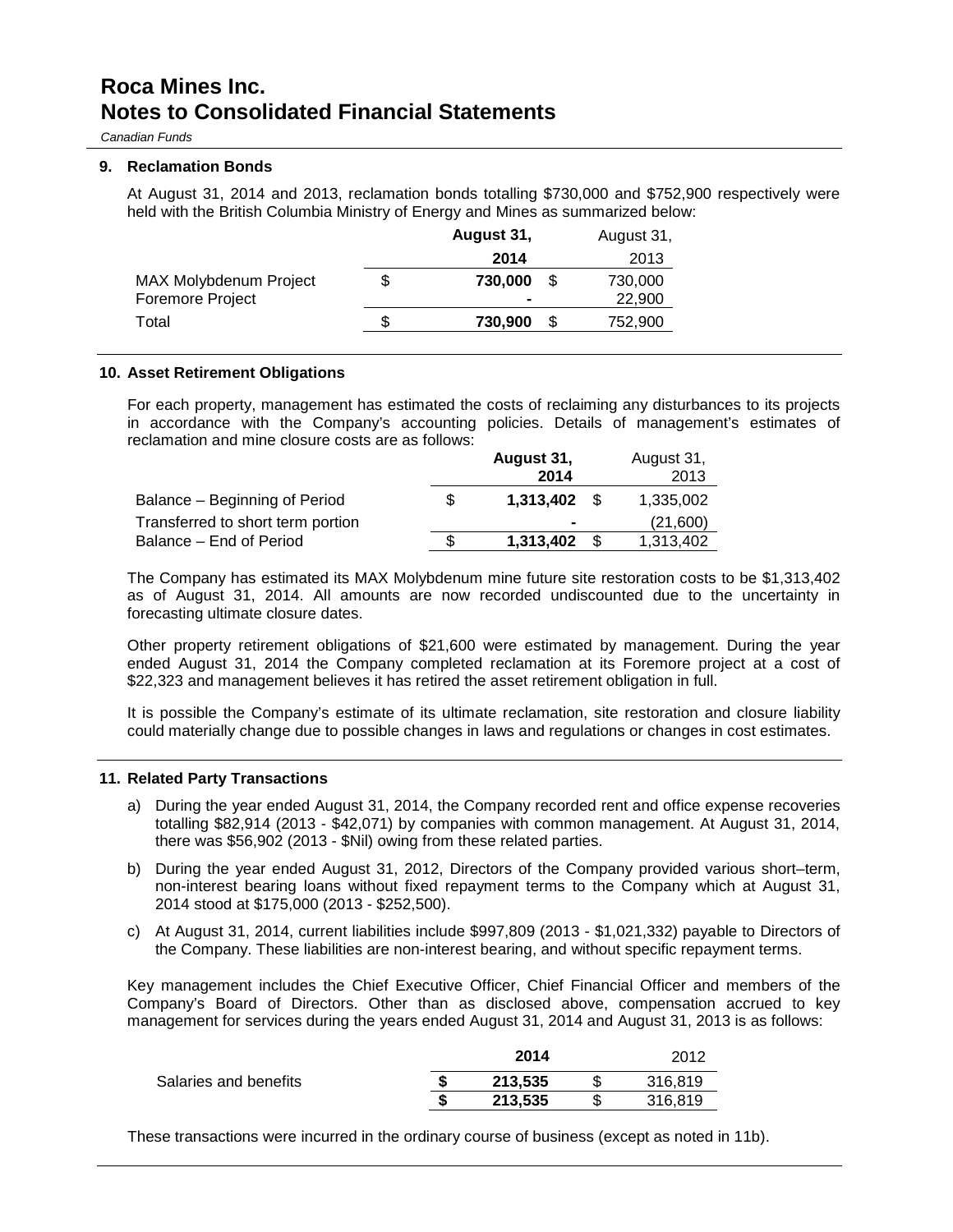# Roca Mines Inc.
# Notes to Consolidated Financial Statements

*Canadian Funds*

### 9. Reclamation Bonds

At August 31, 2014 and 2013, reclamation bonds totalling $730,000 and $752,900 respectively were held with the British Columbia Ministry of Energy and Mines as summarized below:

| | | August 31, 2014 | | August 31, 2013 |
|---|---|---|---|---|
| MAX Molybdenum Project | $ | **730,000** | $ | 730,000 |
| Foremore Project | | **-** | | 22,900 |
| Total | $ | **730,900** | $ | 752,900 |

### 10. Asset Retirement Obligations

For each property, management has estimated the costs of reclaiming any disturbances to its projects in accordance with the Company's accounting policies. Details of management's estimates of reclamation and mine closure costs are as follows:

| | | August 31, 2014 | | August 31, 2013 |
|---|---|---|---|---|
| Balance – Beginning of Period | $ | **1,313,402** | $ | 1,335,002 |
| Transferred to short term portion | | **-** | | (21,600) |
| Balance – End of Period | $ | **1,313,402** | $ | 1,313,402 |

The Company has estimated its MAX Molybdenum mine future site restoration costs to be $1,313,402 as of August 31, 2014. All amounts are now recorded undiscounted due to the uncertainty in forecasting ultimate closure dates.

Other property retirement obligations of $21,600 were estimated by management. During the year ended August 31, 2014 the Company completed reclamation at its Foremore project at a cost of $22,323 and management believes it has retired the asset retirement obligation in full.

It is possible the Company's estimate of its ultimate reclamation, site restoration and closure liability could materially change due to possible changes in laws and regulations or changes in cost estimates.

### 11. Related Party Transactions

a) During the year ended August 31, 2014, the Company recorded rent and office expense recoveries totalling $82,914 (2013 - $42,071) by companies with common management. At August 31, 2014, there was $56,902 (2013 - $Nil) owing from these related parties.

b) During the year ended August 31, 2012, Directors of the Company provided various short–term, non-interest bearing loans without fixed repayment terms to the Company which at August 31, 2014 stood at $175,000 (2013 - $252,500).

c) At August 31, 2014, current liabilities include $997,809 (2013 - $1,021,332) payable to Directors of the Company. These liabilities are non-interest bearing, and without specific repayment terms.

Key management includes the Chief Executive Officer, Chief Financial Officer and members of the Company's Board of Directors. Other than as disclosed above, compensation accrued to key management for services during the years ended August 31, 2014 and August 31, 2013 is as follows:

| | | 2014 | | 2012 |
|---|---|---|---|---|
| Salaries and benefits | **$** | **213,535** | $ | 316,819 |
| | **$** | **213,535** | $ | 316,819 |

These transactions were incurred in the ordinary course of business (except as noted in 11b).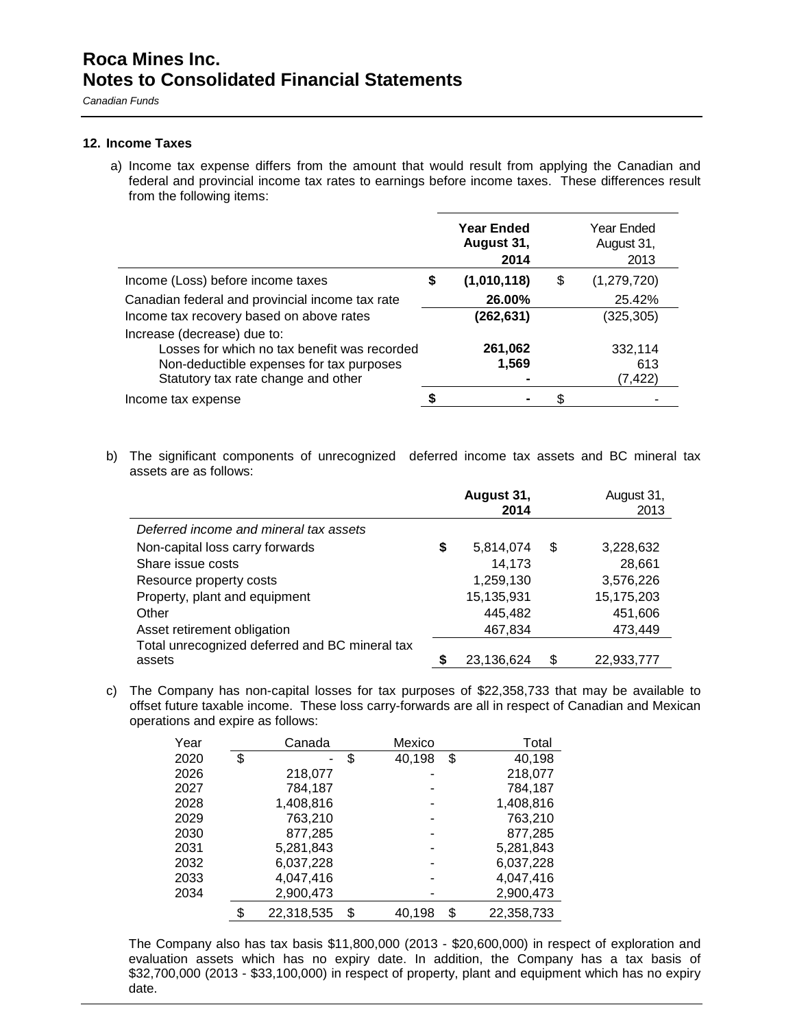# Roca Mines Inc.
# Notes to Consolidated Financial Statements

*Canadian Funds*

### 12. Income Taxes

a) Income tax expense differs from the amount that would result from applying the Canadian and federal and provincial income tax rates to earnings before income taxes. These differences result from the following items:

| | **Year Ended August 31, 2014** | Year Ended August 31, 2013 |
|---|---|---|
| Income (Loss) before income taxes | **$ (1,010,118)** | $ (1,279,720) |
| Canadian federal and provincial income tax rate | **26.00%** | 25.42% |
| Income tax recovery based on above rates | **(262,631)** | (325,305) |
| Increase (decrease) due to: | | |
| Losses for which no tax benefit was recorded | **261,062** | 332,114 |
| Non-deductible expenses for tax purposes | **1,569** | 613 |
| Statutory tax rate change and other | **-** | (7,422) |
| Income tax expense | **$ -** | $ - |

b) The significant components of unrecognized deferred income tax assets and BC mineral tax assets are as follows:

| | **August 31, 2014** | August 31, 2013 |
|---|---|---|
| *Deferred income and mineral tax assets* | | |
| Non-capital loss carry forwards | $ 5,814,074 | $ 3,228,632 |
| Share issue costs | 14,173 | 28,661 |
| Resource property costs | 1,259,130 | 3,576,226 |
| Property, plant and equipment | 15,135,931 | 15,175,203 |
| Other | 445,482 | 451,606 |
| Asset retirement obligation | 467,834 | 473,449 |
| Total unrecognized deferred and BC mineral tax assets | $ 23,136,624 | $ 22,933,777 |

c) The Company has non-capital losses for tax purposes of $22,358,733 that may be available to offset future taxable income. These loss carry-forwards are all in respect of Canadian and Mexican operations and expire as follows:

| Year | Canada | Mexico | Total |
|---|---|---|---|
| 2020 | $ - | $ 40,198 | $ 40,198 |
| 2026 | 218,077 | - | 218,077 |
| 2027 | 784,187 | - | 784,187 |
| 2028 | 1,408,816 | - | 1,408,816 |
| 2029 | 763,210 | - | 763,210 |
| 2030 | 877,285 | - | 877,285 |
| 2031 | 5,281,843 | - | 5,281,843 |
| 2032 | 6,037,228 | - | 6,037,228 |
| 2033 | 4,047,416 | - | 4,047,416 |
| 2034 | 2,900,473 | - | 2,900,473 |
| | $ 22,318,535 | $ 40,198 | $ 22,358,733 |

The Company also has tax basis $11,800,000 (2013 - $20,600,000) in respect of exploration and evaluation assets which has no expiry date. In addition, the Company has a tax basis of $32,700,000 (2013 - $33,100,000) in respect of property, plant and equipment which has no expiry date.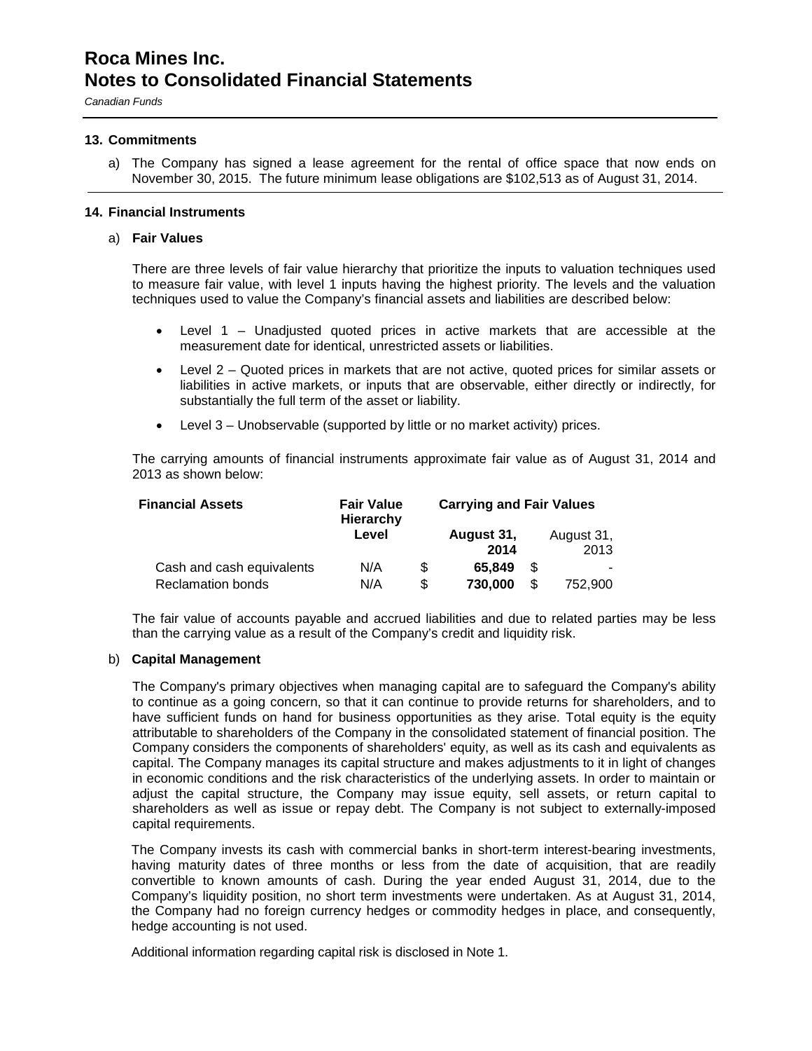# Roca Mines Inc.
# Notes to Consolidated Financial Statements

*Canadian Funds*

### 13. Commitments

a) The Company has signed a lease agreement for the rental of office space that now ends on November 30, 2015. The future minimum lease obligations are $102,513 as of August 31, 2014.

### 14. Financial Instruments

a) **Fair Values**

There are three levels of fair value hierarchy that prioritize the inputs to valuation techniques used to measure fair value, with level 1 inputs having the highest priority. The levels and the valuation techniques used to value the Company's financial assets and liabilities are described below:

- Level 1 – Unadjusted quoted prices in active markets that are accessible at the measurement date for identical, unrestricted assets or liabilities.
- Level 2 – Quoted prices in markets that are not active, quoted prices for similar assets or liabilities in active markets, or inputs that are observable, either directly or indirectly, for substantially the full term of the asset or liability.
- Level 3 – Unobservable (supported by little or no market activity) prices.

The carrying amounts of financial instruments approximate fair value as of August 31, 2014 and 2013 as shown below:

| **Financial Assets** | **Fair Value Hierarchy Level** | **Carrying and Fair Values** | |
|---|---|---|---|
| | | **August 31, 2014** | August 31, 2013 |
| Cash and cash equivalents | N/A | $ **65,849** | $ - |
| Reclamation bonds | N/A | $ **730,000** | $ 752,900 |

The fair value of accounts payable and accrued liabilities and due to related parties may be less than the carrying value as a result of the Company's credit and liquidity risk.

b) **Capital Management**

The Company's primary objectives when managing capital are to safeguard the Company's ability to continue as a going concern, so that it can continue to provide returns for shareholders, and to have sufficient funds on hand for business opportunities as they arise. Total equity is the equity attributable to shareholders of the Company in the consolidated statement of financial position. The Company considers the components of shareholders' equity, as well as its cash and equivalents as capital. The Company manages its capital structure and makes adjustments to it in light of changes in economic conditions and the risk characteristics of the underlying assets. In order to maintain or adjust the capital structure, the Company may issue equity, sell assets, or return capital to shareholders as well as issue or repay debt. The Company is not subject to externally-imposed capital requirements.

The Company invests its cash with commercial banks in short-term interest-bearing investments, having maturity dates of three months or less from the date of acquisition, that are readily convertible to known amounts of cash. During the year ended August 31, 2014, due to the Company's liquidity position, no short term investments were undertaken. As at August 31, 2014, the Company had no foreign currency hedges or commodity hedges in place, and consequently, hedge accounting is not used.

Additional information regarding capital risk is disclosed in Note 1.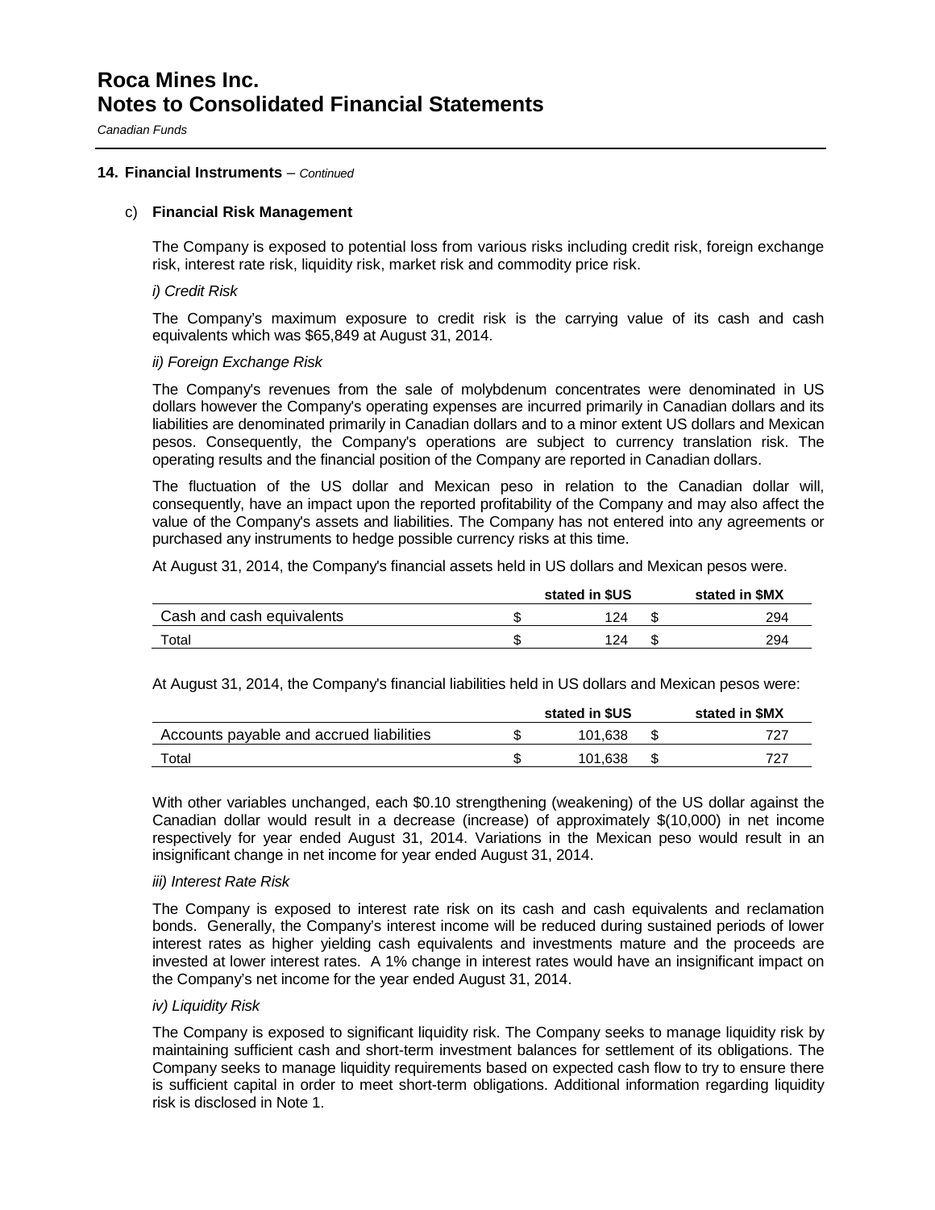# Roca Mines Inc.
# Notes to Consolidated Financial Statements

*Canadian Funds*

### 14. Financial Instruments – *Continued*

#### c) Financial Risk Management

The Company is exposed to potential loss from various risks including credit risk, foreign exchange risk, interest rate risk, liquidity risk, market risk and commodity price risk.

*i) Credit Risk*

The Company's maximum exposure to credit risk is the carrying value of its cash and cash equivalents which was $65,849 at August 31, 2014.

*ii) Foreign Exchange Risk*

The Company's revenues from the sale of molybdenum concentrates were denominated in US dollars however the Company's operating expenses are incurred primarily in Canadian dollars and its liabilities are denominated primarily in Canadian dollars and to a minor extent US dollars and Mexican pesos. Consequently, the Company's operations are subject to currency translation risk. The operating results and the financial position of the Company are reported in Canadian dollars.

The fluctuation of the US dollar and Mexican peso in relation to the Canadian dollar will, consequently, have an impact upon the reported profitability of the Company and may also affect the value of the Company's assets and liabilities. The Company has not entered into any agreements or purchased any instruments to hedge possible currency risks at this time.

At August 31, 2014, the Company's financial assets held in US dollars and Mexican pesos were.

| | stated in $US | stated in $MX |
|---|---|---|
| Cash and cash equivalents | $ 124 | $ 294 |
| Total | $ 124 | $ 294 |

At August 31, 2014, the Company's financial liabilities held in US dollars and Mexican pesos were:

| | stated in $US | stated in $MX |
|---|---|---|
| Accounts payable and accrued liabilities | $ 101,638 | $ 727 |
| Total | $ 101,638 | $ 727 |

With other variables unchanged, each $0.10 strengthening (weakening) of the US dollar against the Canadian dollar would result in a decrease (increase) of approximately $(10,000) in net income respectively for year ended August 31, 2014. Variations in the Mexican peso would result in an insignificant change in net income for year ended August 31, 2014.

*iii) Interest Rate Risk*

The Company is exposed to interest rate risk on its cash and cash equivalents and reclamation bonds. Generally, the Company's interest income will be reduced during sustained periods of lower interest rates as higher yielding cash equivalents and investments mature and the proceeds are invested at lower interest rates. A 1% change in interest rates would have an insignificant impact on the Company's net income for the year ended August 31, 2014.

*iv) Liquidity Risk*

The Company is exposed to significant liquidity risk. The Company seeks to manage liquidity risk by maintaining sufficient cash and short-term investment balances for settlement of its obligations. The Company seeks to manage liquidity requirements based on expected cash flow to try to ensure there is sufficient capital in order to meet short-term obligations. Additional information regarding liquidity risk is disclosed in Note 1.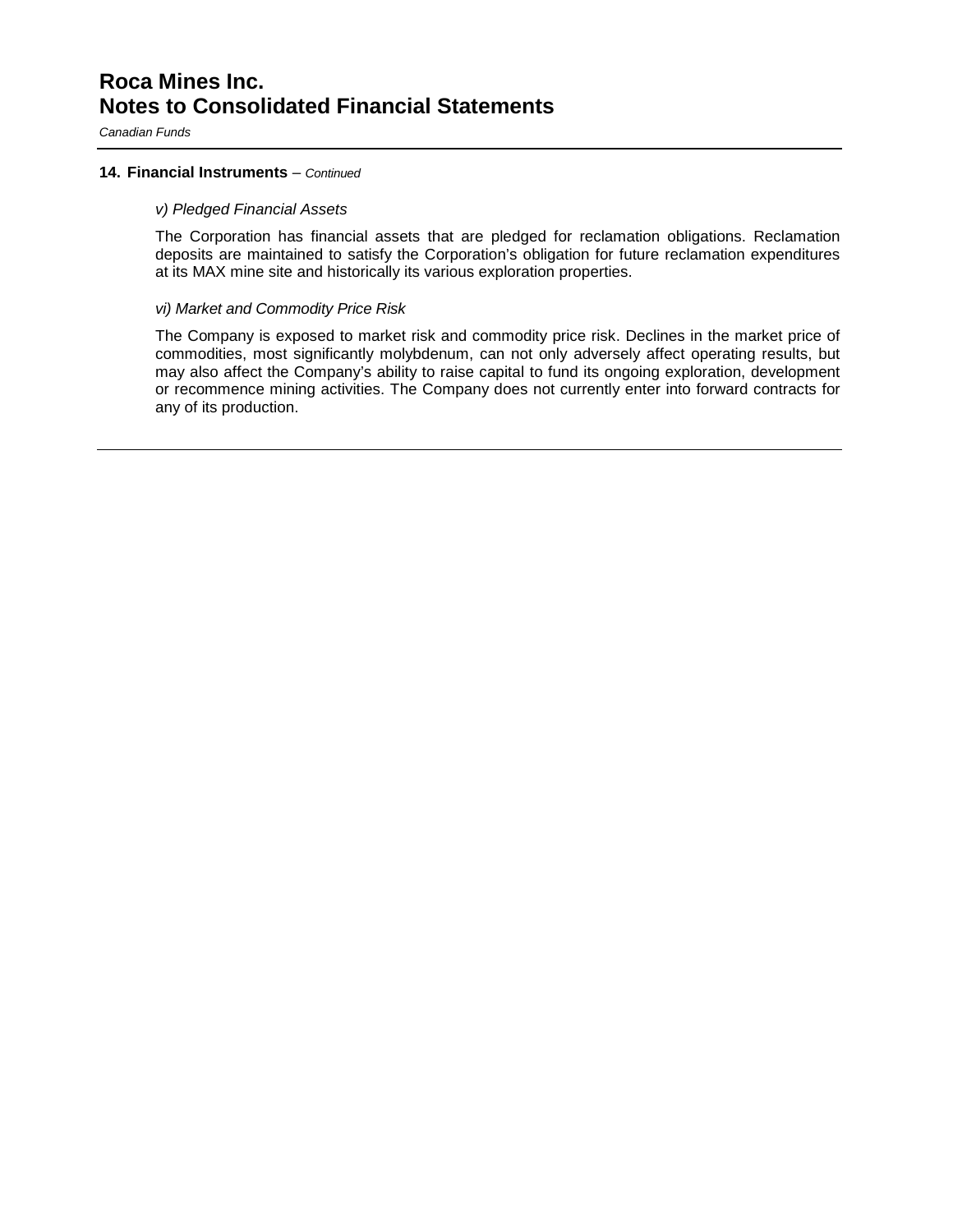## 14. Financial Instruments – *Continued*

*v) Pledged Financial Assets*

The Corporation has financial assets that are pledged for reclamation obligations. Reclamation deposits are maintained to satisfy the Corporation's obligation for future reclamation expenditures at its MAX mine site and historically its various exploration properties.

*vi) Market and Commodity Price Risk*

The Company is exposed to market risk and commodity price risk. Declines in the market price of commodities, most significantly molybdenum, can not only adversely affect operating results, but may also affect the Company's ability to raise capital to fund its ongoing exploration, development or recommence mining activities. The Company does not currently enter into forward contracts for any of its production.